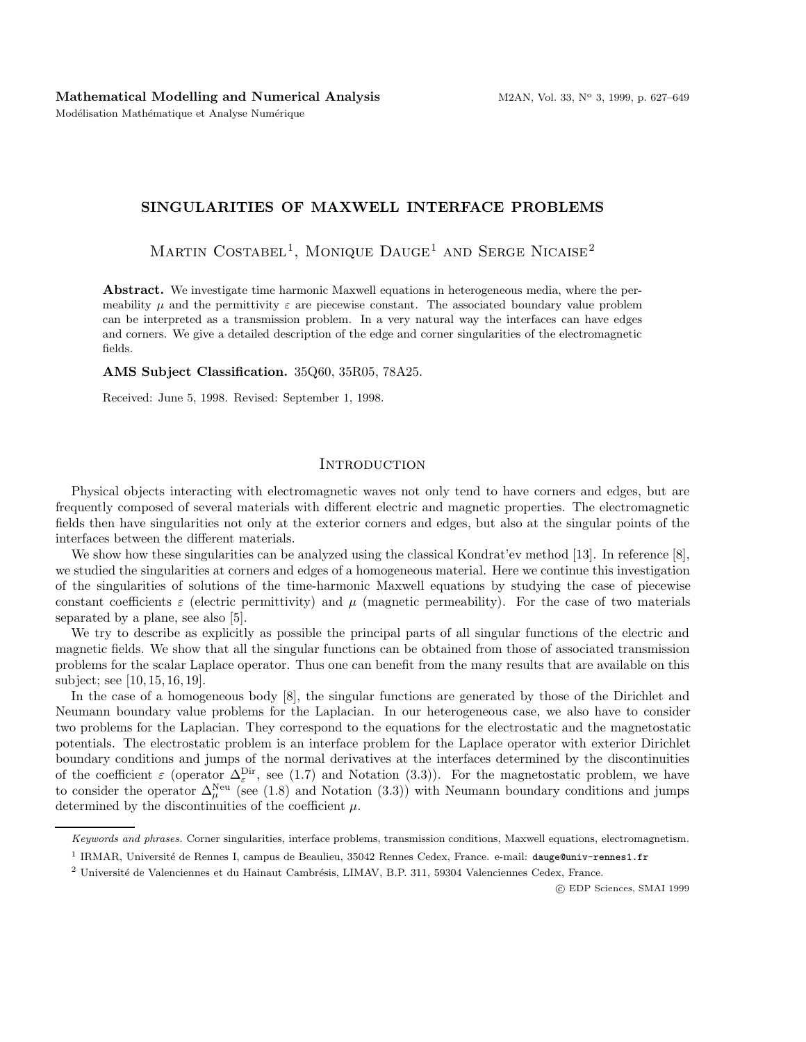**Mathematical Modelling and Numerical Analysis**

Modélisation Mathématique et Analyse Numérique

# SINGULARITIES OF MAXWELL INTERFACE PROBLEMS

Martin Costabel[1], Monique Dauge[1] and Serge Nicaise[2]

**Abstract.** We investigate time harmonic Maxwell equations in heterogeneous media, where the permeability $\mu$ and the permittivity $\varepsilon$ are piecewise constant. The associated boundary value problem can be interpreted as a transmission problem. In a very natural way the interfaces can have edges and corners. We give a detailed description of the edge and corner singularities of the electromagnetic fields.

**AMS Subject Classification.** 35Q60, 35R05, 78A25.

Received: June 5, 1998. Revised: September 1, 1998.

## Introduction

Physical objects interacting with electromagnetic waves not only tend to have corners and edges, but are frequently composed of several materials with different electric and magnetic properties. The electromagnetic fields then have singularities not only at the exterior corners and edges, but also at the singular points of the interfaces between the different materials.

We show how these singularities can be analyzed using the classical Kondrat'ev method [13]. In reference [8], we studied the singularities at corners and edges of a homogeneous material. Here we continue this investigation of the singularities of solutions of the time-harmonic Maxwell equations by studying the case of piecewise constant coefficients $\varepsilon$ (electric permittivity) and $\mu$ (magnetic permeability). For the case of two materials separated by a plane, see also [5].

We try to describe as explicitly as possible the principal parts of all singular functions of the electric and magnetic fields. We show that all the singular functions can be obtained from those of associated transmission problems for the scalar Laplace operator. Thus one can benefit from the many results that are available on this subject; see [10, 15, 16, 19].

In the case of a homogeneous body [8], the singular functions are generated by those of the Dirichlet and Neumann boundary value problems for the Laplacian. In our heterogeneous case, we also have to consider two problems for the Laplacian. They correspond to the equations for the electrostatic and the magnetostatic potentials. The electrostatic problem is an interface problem for the Laplace operator with exterior Dirichlet boundary conditions and jumps of the normal derivatives at the interfaces determined by the discontinuities of the coefficient $\varepsilon$ (operator $\Delta_\varepsilon^{\mathrm{Dir}}$, see (1.7) and Notation (3.3)). For the magnetostatic problem, we have to consider the operator $\Delta_\mu^{\mathrm{Neu}}$ (see (1.8) and Notation (3.3)) with Neumann boundary conditions and jumps determined by the discontinuities of the coefficient $\mu$.

---

*Keywords and phrases.* Corner singularities, interface problems, transmission conditions, Maxwell equations, electromagnetism.

[1] IRMAR, Université de Rennes I, campus de Beaulieu, 35042 Rennes Cedex, France. e-mail: dauge@univ-rennes1.fr

[2] Université de Valenciennes et du Hainaut Cambrésis, LIMAV, B.P. 311, 59304 Valenciennes Cedex, France.

© EDP Sciences, SMAI 1999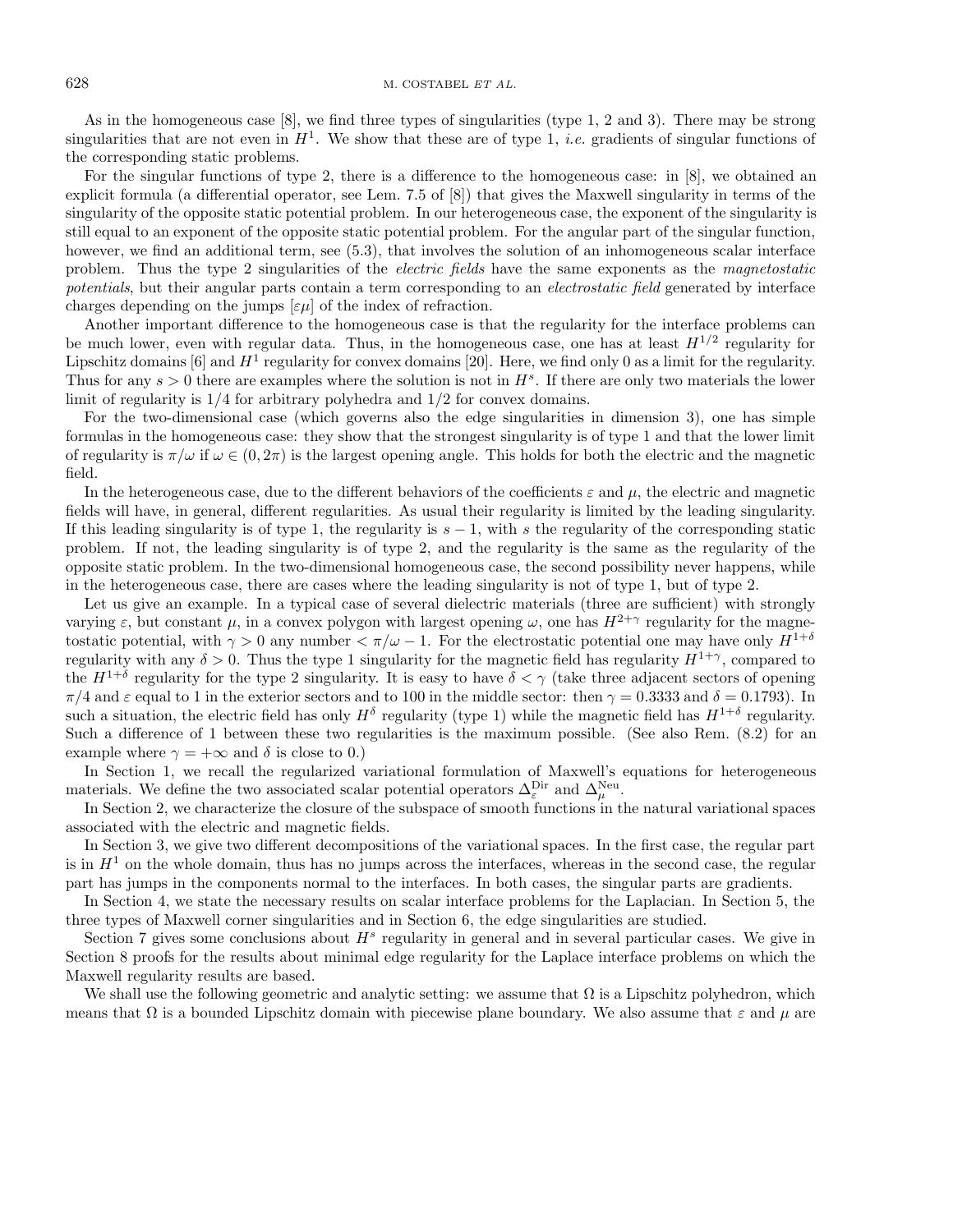As in the homogeneous case [8], we find three types of singularities (type 1, 2 and 3). There may be strong singularities that are not even in $H^1$. We show that these are of type 1, *i.e.* gradients of singular functions of the corresponding static problems.

For the singular functions of type 2, there is a difference to the homogeneous case: in [8], we obtained an explicit formula (a differential operator, see Lem. 7.5 of [8]) that gives the Maxwell singularity in terms of the singularity of the opposite static potential problem. In our heterogeneous case, the exponent of the singularity is still equal to an exponent of the opposite static potential problem. For the angular part of the singular function, however, we find an additional term, see (5.3), that involves the solution of an inhomogeneous scalar interface problem. Thus the type 2 singularities of the *electric fields* have the same exponents as the *magnetostatic potentials*, but their angular parts contain a term corresponding to an *electrostatic field* generated by interface charges depending on the jumps $[\varepsilon\mu]$ of the index of refraction.

Another important difference to the homogeneous case is that the regularity for the interface problems can be much lower, even with regular data. Thus, in the homogeneous case, one has at least $H^{1/2}$ regularity for Lipschitz domains [6] and $H^1$ regularity for convex domains [20]. Here, we find only 0 as a limit for the regularity. Thus for any $s > 0$ there are examples where the solution is not in $H^s$. If there are only two materials the lower limit of regularity is $1/4$ for arbitrary polyhedra and $1/2$ for convex domains.

For the two-dimensional case (which governs also the edge singularities in dimension 3), one has simple formulas in the homogeneous case: they show that the strongest singularity is of type 1 and that the lower limit of regularity is $\pi/\omega$ if $\omega \in (0, 2\pi)$ is the largest opening angle. This holds for both the electric and the magnetic field.

In the heterogeneous case, due to the different behaviors of the coefficients $\varepsilon$ and $\mu$, the electric and magnetic fields will have, in general, different regularities. As usual their regularity is limited by the leading singularity. If this leading singularity is of type 1, the regularity is $s - 1$, with $s$ the regularity of the corresponding static problem. If not, the leading singularity is of type 2, and the regularity is the same as the regularity of the opposite static problem. In the two-dimensional homogeneous case, the second possibility never happens, while in the heterogeneous case, there are cases where the leading singularity is not of type 1, but of type 2.

Let us give an example. In a typical case of several dielectric materials (three are sufficient) with strongly varying $\varepsilon$, but constant $\mu$, in a convex polygon with largest opening $\omega$, one has $H^{2+\gamma}$ regularity for the magnetostatic potential, with $\gamma > 0$ any number $< \pi/\omega - 1$. For the electrostatic potential one may have only $H^{1+\delta}$ regularity with any $\delta > 0$. Thus the type 1 singularity for the magnetic field has regularity $H^{1+\gamma}$, compared to the $H^{1+\delta}$ regularity for the type 2 singularity. It is easy to have $\delta < \gamma$ (take three adjacent sectors of opening $\pi/4$ and $\varepsilon$ equal to 1 in the exterior sectors and to 100 in the middle sector: then $\gamma = 0.3333$ and $\delta = 0.1793$). In such a situation, the electric field has only $H^{\delta}$ regularity (type 1) while the magnetic field has $H^{1+\delta}$ regularity. Such a difference of 1 between these two regularities is the maximum possible. (See also Rem. (8.2) for an example where $\gamma = +\infty$ and $\delta$ is close to 0.)

In Section 1, we recall the regularized variational formulation of Maxwell's equations for heterogeneous materials. We define the two associated scalar potential operators $\Delta_{\varepsilon}^{\mathrm{Dir}}$ and $\Delta_{\mu}^{\mathrm{Neu}}$.

In Section 2, we characterize the closure of the subspace of smooth functions in the natural variational spaces associated with the electric and magnetic fields.

In Section 3, we give two different decompositions of the variational spaces. In the first case, the regular part is in $H^1$ on the whole domain, thus has no jumps across the interfaces, whereas in the second case, the regular part has jumps in the components normal to the interfaces. In both cases, the singular parts are gradients.

In Section 4, we state the necessary results on scalar interface problems for the Laplacian. In Section 5, the three types of Maxwell corner singularities and in Section 6, the edge singularities are studied.

Section 7 gives some conclusions about $H^s$ regularity in general and in several particular cases. We give in Section 8 proofs for the results about minimal edge regularity for the Laplace interface problems on which the Maxwell regularity results are based.

We shall use the following geometric and analytic setting: we assume that $\Omega$ is a Lipschitz polyhedron, which means that $\Omega$ is a bounded Lipschitz domain with piecewise plane boundary. We also assume that $\varepsilon$ and $\mu$ are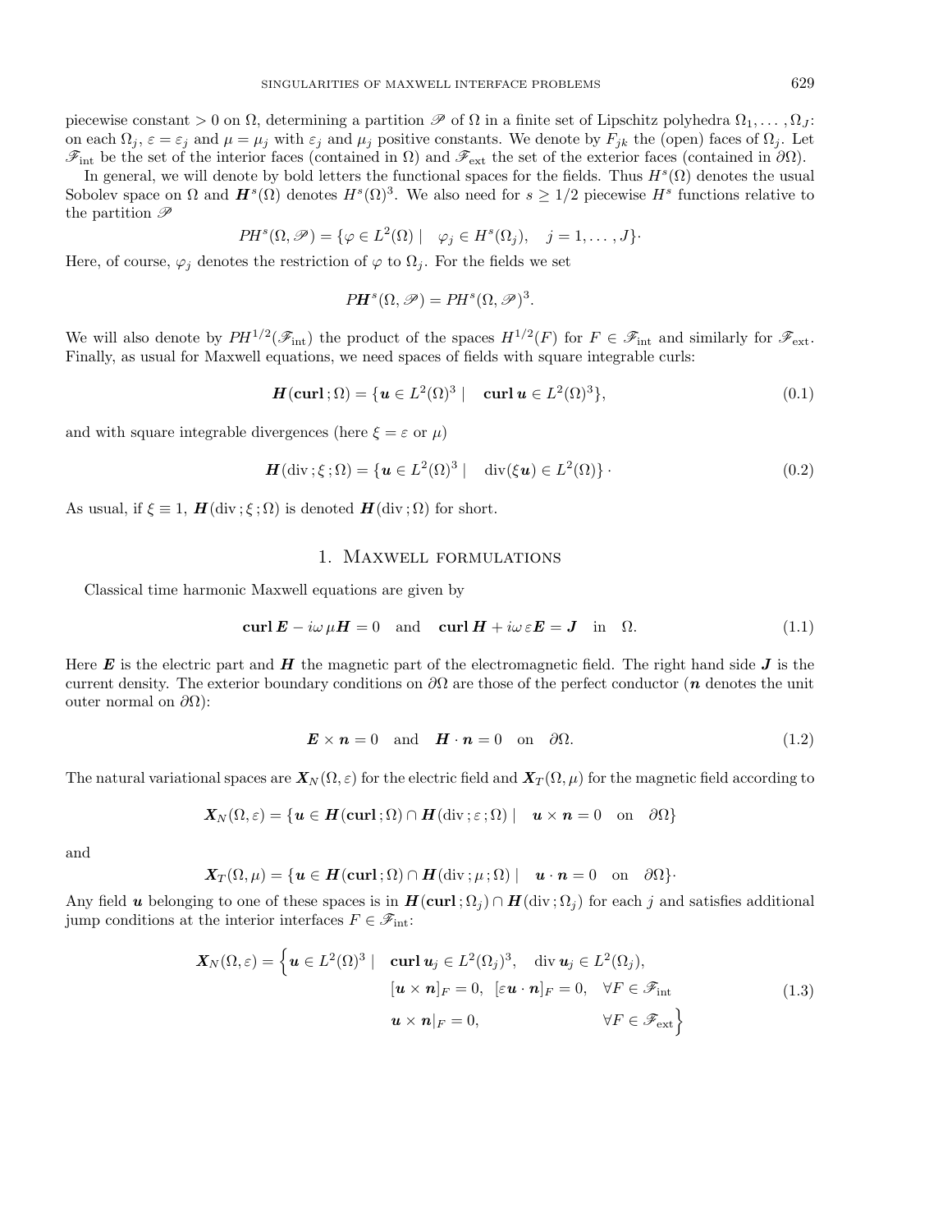piecewise constant $> 0$ on $\Omega$, determining a partition $\mathscr{P}$ of $\Omega$ in a finite set of Lipschitz polyhedra $\Omega_1, \ldots, \Omega_J$: on each $\Omega_j$, $\varepsilon = \varepsilon_j$ and $\mu = \mu_j$ with $\varepsilon_j$ and $\mu_j$ positive constants. We denote by $F_{jk}$ the (open) faces of $\Omega_j$. Let $\mathscr{F}_{\text{int}}$ be the set of the interior faces (contained in $\Omega$) and $\mathscr{F}_{\text{ext}}$ the set of the exterior faces (contained in $\partial\Omega$).

In general, we will denote by bold letters the functional spaces for the fields. Thus $H^s(\Omega)$ denotes the usual Sobolev space on $\Omega$ and $\boldsymbol{H}^s(\Omega)$ denotes $H^s(\Omega)^3$. We also need for $s \geq 1/2$ piecewise $H^s$ functions relative to the partition $\mathscr{P}$

$$PH^s(\Omega, \mathscr{P}) = \{\varphi \in L^2(\Omega) \mid \quad \varphi_j \in H^s(\Omega_j), \quad j = 1, \ldots, J\}\cdot$$

Here, of course, $\varphi_j$ denotes the restriction of $\varphi$ to $\Omega_j$. For the fields we set

$$P\boldsymbol{H}^s(\Omega, \mathscr{P}) = PH^s(\Omega, \mathscr{P})^3.$$

We will also denote by $PH^{1/2}(\mathscr{F}_{\text{int}})$ the product of the spaces $H^{1/2}(F)$ for $F \in \mathscr{F}_{\text{int}}$ and similarly for $\mathscr{F}_{\text{ext}}$. Finally, as usual for Maxwell equations, we need spaces of fields with square integrable curls:

$$\boldsymbol{H}(\mathbf{curl}\,; \Omega) = \{\boldsymbol{u} \in L^2(\Omega)^3 \mid \quad \mathbf{curl}\, \boldsymbol{u} \in L^2(\Omega)^3\}, \tag{0.1}$$

and with square integrable divergences (here $\xi = \varepsilon$ or $\mu$)

$$\boldsymbol{H}(\mathrm{div}\,; \xi\,; \Omega) = \{\boldsymbol{u} \in L^2(\Omega)^3 \mid \quad \mathrm{div}(\xi \boldsymbol{u}) \in L^2(\Omega)\}\cdot \tag{0.2}$$

As usual, if $\xi \equiv 1$, $\boldsymbol{H}(\mathrm{div}\,; \xi\,; \Omega)$ is denoted $\boldsymbol{H}(\mathrm{div}\,; \Omega)$ for short.

## 1. Maxwell formulations

Classical time harmonic Maxwell equations are given by

$$\mathbf{curl}\, \boldsymbol{E} - i\omega\, \mu \boldsymbol{H} = 0 \quad \text{and} \quad \mathbf{curl}\, \boldsymbol{H} + i\omega\, \varepsilon \boldsymbol{E} = \boldsymbol{J} \quad \text{in} \quad \Omega. \tag{1.1}$$

Here $\boldsymbol{E}$ is the electric part and $\boldsymbol{H}$ the magnetic part of the electromagnetic field. The right hand side $\boldsymbol{J}$ is the current density. The exterior boundary conditions on $\partial\Omega$ are those of the perfect conductor ($\boldsymbol{n}$ denotes the unit outer normal on $\partial\Omega$):

$$\boldsymbol{E} \times \boldsymbol{n} = 0 \quad \text{and} \quad \boldsymbol{H} \cdot \boldsymbol{n} = 0 \quad \text{on} \quad \partial\Omega. \tag{1.2}$$

The natural variational spaces are $\boldsymbol{X}_N(\Omega, \varepsilon)$ for the electric field and $\boldsymbol{X}_T(\Omega, \mu)$ for the magnetic field according to

$$\boldsymbol{X}_N(\Omega, \varepsilon) = \{\boldsymbol{u} \in \boldsymbol{H}(\mathbf{curl}\,; \Omega) \cap \boldsymbol{H}(\mathrm{div}\,; \varepsilon\,; \Omega) \mid \quad \boldsymbol{u} \times \boldsymbol{n} = 0 \quad \text{on} \quad \partial\Omega\}$$

and

$$\boldsymbol{X}_T(\Omega, \mu) = \{\boldsymbol{u} \in \boldsymbol{H}(\mathbf{curl}\,; \Omega) \cap \boldsymbol{H}(\mathrm{div}\,; \mu\,; \Omega) \mid \quad \boldsymbol{u} \cdot \boldsymbol{n} = 0 \quad \text{on} \quad \partial\Omega\}\cdot$$

Any field $\boldsymbol{u}$ belonging to one of these spaces is in $\boldsymbol{H}(\mathbf{curl}\,; \Omega_j) \cap \boldsymbol{H}(\mathrm{div}\,; \Omega_j)$ for each $j$ and satisfies additional jump conditions at the interior interfaces $F \in \mathscr{F}_{\text{int}}$:

$$\begin{aligned} \boldsymbol{X}_N(\Omega, \varepsilon) = \Big\{ \boldsymbol{u} \in L^2(\Omega)^3 \mid \quad & \mathbf{curl}\, \boldsymbol{u}_j \in L^2(\Omega_j)^3, \quad \mathrm{div}\, \boldsymbol{u}_j \in L^2(\Omega_j), \\ & [\boldsymbol{u} \times \boldsymbol{n}]_F = 0, \ \ [\varepsilon \boldsymbol{u} \cdot \boldsymbol{n}]_F = 0, \quad \forall F \in \mathscr{F}_{\text{int}} \\ & \boldsymbol{u} \times \boldsymbol{n}|_F = 0, \qquad\qquad\qquad\quad \forall F \in \mathscr{F}_{\text{ext}} \Big\} \end{aligned} \tag{1.3}$$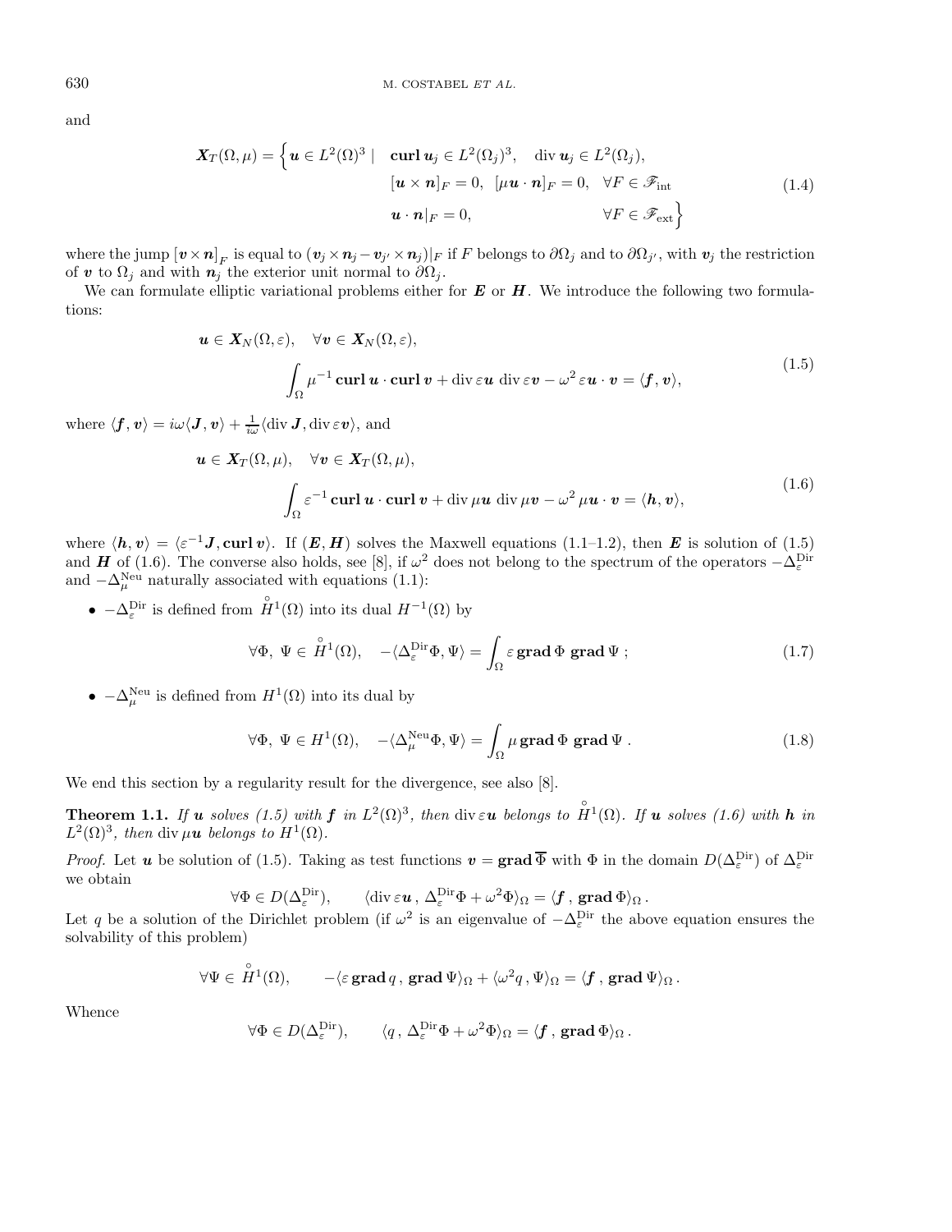and

$$
\boldsymbol{X}_T(\Omega,\mu) = \Big\{ \boldsymbol{u} \in L^2(\Omega)^3 \mid \quad \mathbf{curl}\,\boldsymbol{u}_j \in L^2(\Omega_j)^3, \quad \operatorname{div} \boldsymbol{u}_j \in L^2(\Omega_j), \\
[\boldsymbol{u} \times \boldsymbol{n}]_F = 0, \quad [\mu \boldsymbol{u} \cdot \boldsymbol{n}]_F = 0, \quad \forall F \in \mathscr{F}_{\mathrm{int}} \\
\boldsymbol{u} \cdot \boldsymbol{n}|_F = 0, \qquad \forall F \in \mathscr{F}_{\mathrm{ext}} \Big\} \tag{1.4}
$$

where the jump $[\boldsymbol{v} \times \boldsymbol{n}]_F$ is equal to $(\boldsymbol{v}_j \times \boldsymbol{n}_j - \boldsymbol{v}_{j'} \times \boldsymbol{n}_j)|_F$ if $F$ belongs to $\partial\Omega_j$ and to $\partial\Omega_{j'}$, with $\boldsymbol{v}_j$ the restriction of $\boldsymbol{v}$ to $\Omega_j$ and with $\boldsymbol{n}_j$ the exterior unit normal to $\partial\Omega_j$.

We can formulate elliptic variational problems either for $\boldsymbol{E}$ or $\boldsymbol{H}$. We introduce the following two formulations:

$$
\boldsymbol{u} \in \boldsymbol{X}_N(\Omega,\varepsilon), \quad \forall \boldsymbol{v} \in \boldsymbol{X}_N(\Omega,\varepsilon), \\
\int_\Omega \mu^{-1}\, \mathbf{curl}\,\boldsymbol{u} \cdot \mathbf{curl}\,\boldsymbol{v} + \operatorname{div} \varepsilon\boldsymbol{u}\, \operatorname{div} \varepsilon\boldsymbol{v} - \omega^2\, \varepsilon\boldsymbol{u} \cdot \boldsymbol{v} = \langle \boldsymbol{f}, \boldsymbol{v} \rangle, \tag{1.5}
$$

where $\langle \boldsymbol{f}, \boldsymbol{v} \rangle = i\omega \langle \boldsymbol{J}, \boldsymbol{v} \rangle + \frac{1}{i\omega} \langle \operatorname{div} \boldsymbol{J}, \operatorname{div} \varepsilon\boldsymbol{v} \rangle$, and

$$
\boldsymbol{u} \in \boldsymbol{X}_T(\Omega,\mu), \quad \forall \boldsymbol{v} \in \boldsymbol{X}_T(\Omega,\mu), \\
\int_\Omega \varepsilon^{-1}\, \mathbf{curl}\,\boldsymbol{u} \cdot \mathbf{curl}\,\boldsymbol{v} + \operatorname{div} \mu\boldsymbol{u}\, \operatorname{div} \mu\boldsymbol{v} - \omega^2\, \mu\boldsymbol{u} \cdot \boldsymbol{v} = \langle \boldsymbol{h}, \boldsymbol{v} \rangle, \tag{1.6}
$$

where $\langle \boldsymbol{h}, \boldsymbol{v} \rangle = \langle \varepsilon^{-1} \boldsymbol{J}, \mathbf{curl}\,\boldsymbol{v} \rangle$. If $(\boldsymbol{E}, \boldsymbol{H})$ solves the Maxwell equations (1.1–1.2), then $\boldsymbol{E}$ is solution of (1.5) and $\boldsymbol{H}$ of (1.6). The converse also holds, see [8], if $\omega^2$ does not belong to the spectrum of the operators $-\Delta_\varepsilon^{\mathrm{Dir}}$ and $-\Delta_\mu^{\mathrm{Neu}}$ naturally associated with equations (1.1):

- $-\Delta_\varepsilon^{\mathrm{Dir}}$ is defined from $\overset{\circ}{H}{}^1(\Omega)$ into its dual $H^{-1}(\Omega)$ by

$$
\forall \Phi,\ \Psi \in \overset{\circ}{H}{}^1(\Omega), \quad -\langle \Delta_\varepsilon^{\mathrm{Dir}} \Phi, \Psi \rangle = \int_\Omega \varepsilon\, \mathbf{grad}\,\Phi\ \mathbf{grad}\,\Psi\ ; \tag{1.7}
$$

- $-\Delta_\mu^{\mathrm{Neu}}$ is defined from $H^1(\Omega)$ into its dual by

$$
\forall \Phi,\ \Psi \in H^1(\Omega), \quad -\langle \Delta_\mu^{\mathrm{Neu}} \Phi, \Psi \rangle = \int_\Omega \mu\, \mathbf{grad}\,\Phi\ \mathbf{grad}\,\Psi\ . \tag{1.8}
$$

We end this section by a regularity result for the divergence, see also [8].

**Theorem 1.1.** *If $\boldsymbol{u}$ solves (1.5) with $\boldsymbol{f}$ in $L^2(\Omega)^3$, then $\operatorname{div} \varepsilon\boldsymbol{u}$ belongs to $\overset{\circ}{H}{}^1(\Omega)$. If $\boldsymbol{u}$ solves (1.6) with $\boldsymbol{h}$ in $L^2(\Omega)^3$, then $\operatorname{div} \mu\boldsymbol{u}$ belongs to $H^1(\Omega)$.*

*Proof.* Let $\boldsymbol{u}$ be solution of (1.5). Taking as test functions $\boldsymbol{v} = \mathbf{grad}\,\overline{\Phi}$ with $\Phi$ in the domain $D(\Delta_\varepsilon^{\mathrm{Dir}})$ of $\Delta_\varepsilon^{\mathrm{Dir}}$ we obtain

$$
\forall \Phi \in D(\Delta_\varepsilon^{\mathrm{Dir}}), \qquad \langle \operatorname{div} \varepsilon\boldsymbol{u}\,,\, \Delta_\varepsilon^{\mathrm{Dir}} \Phi + \omega^2 \Phi \rangle_\Omega = \langle \boldsymbol{f}\,,\, \mathbf{grad}\,\Phi \rangle_\Omega\,.
$$

Let $q$ be a solution of the Dirichlet problem (if $\omega^2$ is an eigenvalue of $-\Delta_\varepsilon^{\mathrm{Dir}}$ the above equation ensures the solvability of this problem)

$$
\forall \Psi \in \overset{\circ}{H}{}^1(\Omega), \qquad -\langle \varepsilon\, \mathbf{grad}\,q\,,\, \mathbf{grad}\,\Psi \rangle_\Omega + \langle \omega^2 q\,,\, \Psi \rangle_\Omega = \langle \boldsymbol{f}\,,\, \mathbf{grad}\,\Psi \rangle_\Omega\,.
$$

Whence

$$
\forall \Phi \in D(\Delta_\varepsilon^{\mathrm{Dir}}), \qquad \langle q\,,\, \Delta_\varepsilon^{\mathrm{Dir}} \Phi + \omega^2 \Phi \rangle_\Omega = \langle \boldsymbol{f}\,,\, \mathbf{grad}\,\Phi \rangle_\Omega\,.
$$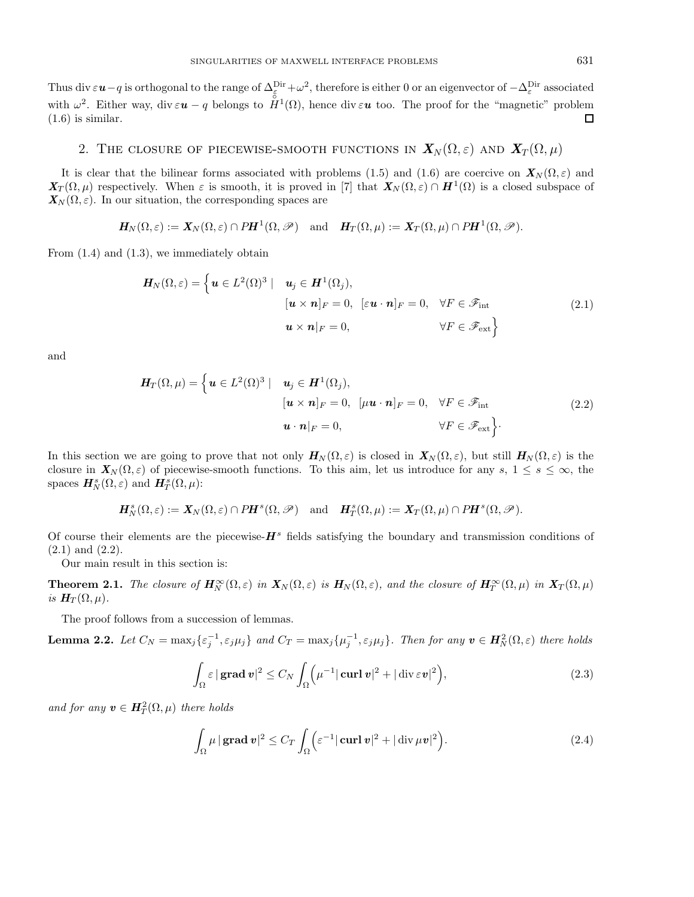Thus $\operatorname{div} \varepsilon \boldsymbol{u} - q$ is orthogonal to the range of $\Delta^{\text{Dir}}_{\overset{\circ}{\varepsilon}} + \omega^2$, therefore is either 0 or an eigenvector of $-\Delta^{\text{Dir}}_{\varepsilon}$ associated with $\omega^2$. Either way, $\operatorname{div} \varepsilon \boldsymbol{u} - q$ belongs to $\overset{\circ}{H}{}^1(\Omega)$, hence $\operatorname{div} \varepsilon \boldsymbol{u}$ too. The proof for the "magnetic" problem (1.6) is similar. □

## 2. The closure of piecewise-smooth functions in $\boldsymbol{X}_N(\Omega, \varepsilon)$ and $\boldsymbol{X}_T(\Omega, \mu)$

It is clear that the bilinear forms associated with problems (1.5) and (1.6) are coercive on $\boldsymbol{X}_N(\Omega, \varepsilon)$ and $\boldsymbol{X}_T(\Omega, \mu)$ respectively. When $\varepsilon$ is smooth, it is proved in [7] that $\boldsymbol{X}_N(\Omega, \varepsilon) \cap \boldsymbol{H}^1(\Omega)$ is a closed subspace of $\boldsymbol{X}_N(\Omega, \varepsilon)$. In our situation, the corresponding spaces are

$$\boldsymbol{H}_N(\Omega, \varepsilon) := \boldsymbol{X}_N(\Omega, \varepsilon) \cap P\boldsymbol{H}^1(\Omega, \mathscr{P}) \quad \text{and} \quad \boldsymbol{H}_T(\Omega, \mu) := \boldsymbol{X}_T(\Omega, \mu) \cap P\boldsymbol{H}^1(\Omega, \mathscr{P}).$$

From (1.4) and (1.3), we immediately obtain

$$\begin{aligned} \boldsymbol{H}_N(\Omega, \varepsilon) = \Big\{ \boldsymbol{u} \in L^2(\Omega)^3 \mid \quad & \boldsymbol{u}_j \in \boldsymbol{H}^1(\Omega_j), \\ & [\boldsymbol{u} \times \boldsymbol{n}]_F = 0, \quad [\varepsilon \boldsymbol{u} \cdot \boldsymbol{n}]_F = 0, \quad \forall F \in \mathscr{F}_{\text{int}} \\ & \boldsymbol{u} \times \boldsymbol{n}|_F = 0, \qquad\qquad\qquad\quad \forall F \in \mathscr{F}_{\text{ext}} \Big\} \end{aligned} \tag{2.1}$$

and

$$\begin{aligned} \boldsymbol{H}_T(\Omega, \mu) = \Big\{ \boldsymbol{u} \in L^2(\Omega)^3 \mid \quad & \boldsymbol{u}_j \in \boldsymbol{H}^1(\Omega_j), \\ & [\boldsymbol{u} \times \boldsymbol{n}]_F = 0, \quad [\mu \boldsymbol{u} \cdot \boldsymbol{n}]_F = 0, \quad \forall F \in \mathscr{F}_{\text{int}} \\ & \boldsymbol{u} \cdot \boldsymbol{n}|_F = 0, \qquad\qquad\qquad\quad \forall F \in \mathscr{F}_{\text{ext}} \Big\}. \end{aligned} \tag{2.2}$$

In this section we are going to prove that not only $\boldsymbol{H}_N(\Omega, \varepsilon)$ is closed in $\boldsymbol{X}_N(\Omega, \varepsilon)$, but still $\boldsymbol{H}_N(\Omega, \varepsilon)$ is the closure in $\boldsymbol{X}_N(\Omega, \varepsilon)$ of piecewise-smooth functions. To this aim, let us introduce for any $s$, $1 \le s \le \infty$, the spaces $\boldsymbol{H}^s_N(\Omega, \varepsilon)$ and $\boldsymbol{H}^s_T(\Omega, \mu)$:

$$\boldsymbol{H}^s_N(\Omega, \varepsilon) := \boldsymbol{X}_N(\Omega, \varepsilon) \cap P\boldsymbol{H}^s(\Omega, \mathscr{P}) \quad \text{and} \quad \boldsymbol{H}^s_T(\Omega, \mu) := \boldsymbol{X}_T(\Omega, \mu) \cap P\boldsymbol{H}^s(\Omega, \mathscr{P}).$$

Of course their elements are the piecewise-$\boldsymbol{H}^s$ fields satisfying the boundary and transmission conditions of (2.1) and (2.2).

Our main result in this section is:

**Theorem 2.1.** *The closure of $\boldsymbol{H}^\infty_N(\Omega, \varepsilon)$ in $\boldsymbol{X}_N(\Omega, \varepsilon)$ is $\boldsymbol{H}_N(\Omega, \varepsilon)$, and the closure of $\boldsymbol{H}^\infty_T(\Omega, \mu)$ in $\boldsymbol{X}_T(\Omega, \mu)$ is $\boldsymbol{H}_T(\Omega, \mu)$.*

The proof follows from a succession of lemmas.

**Lemma 2.2.** *Let $C_N = \max_j\{\varepsilon_j^{-1}, \varepsilon_j \mu_j\}$ and $C_T = \max_j\{\mu_j^{-1}, \varepsilon_j \mu_j\}$. Then for any $\boldsymbol{v} \in \boldsymbol{H}^2_N(\Omega, \varepsilon)$ there holds*

$$\int_\Omega \varepsilon \, |\operatorname{\mathbf{grad}} \boldsymbol{v}|^2 \le C_N \int_\Omega \Big( \mu^{-1} |\operatorname{\mathbf{curl}} \boldsymbol{v}|^2 + |\operatorname{div} \varepsilon \boldsymbol{v}|^2 \Big), \tag{2.3}$$

*and for any $\boldsymbol{v} \in \boldsymbol{H}^2_T(\Omega, \mu)$ there holds*

$$\int_\Omega \mu \, |\operatorname{\mathbf{grad}} \boldsymbol{v}|^2 \le C_T \int_\Omega \Big( \varepsilon^{-1} |\operatorname{\mathbf{curl}} \boldsymbol{v}|^2 + |\operatorname{div} \mu \boldsymbol{v}|^2 \Big). \tag{2.4}$$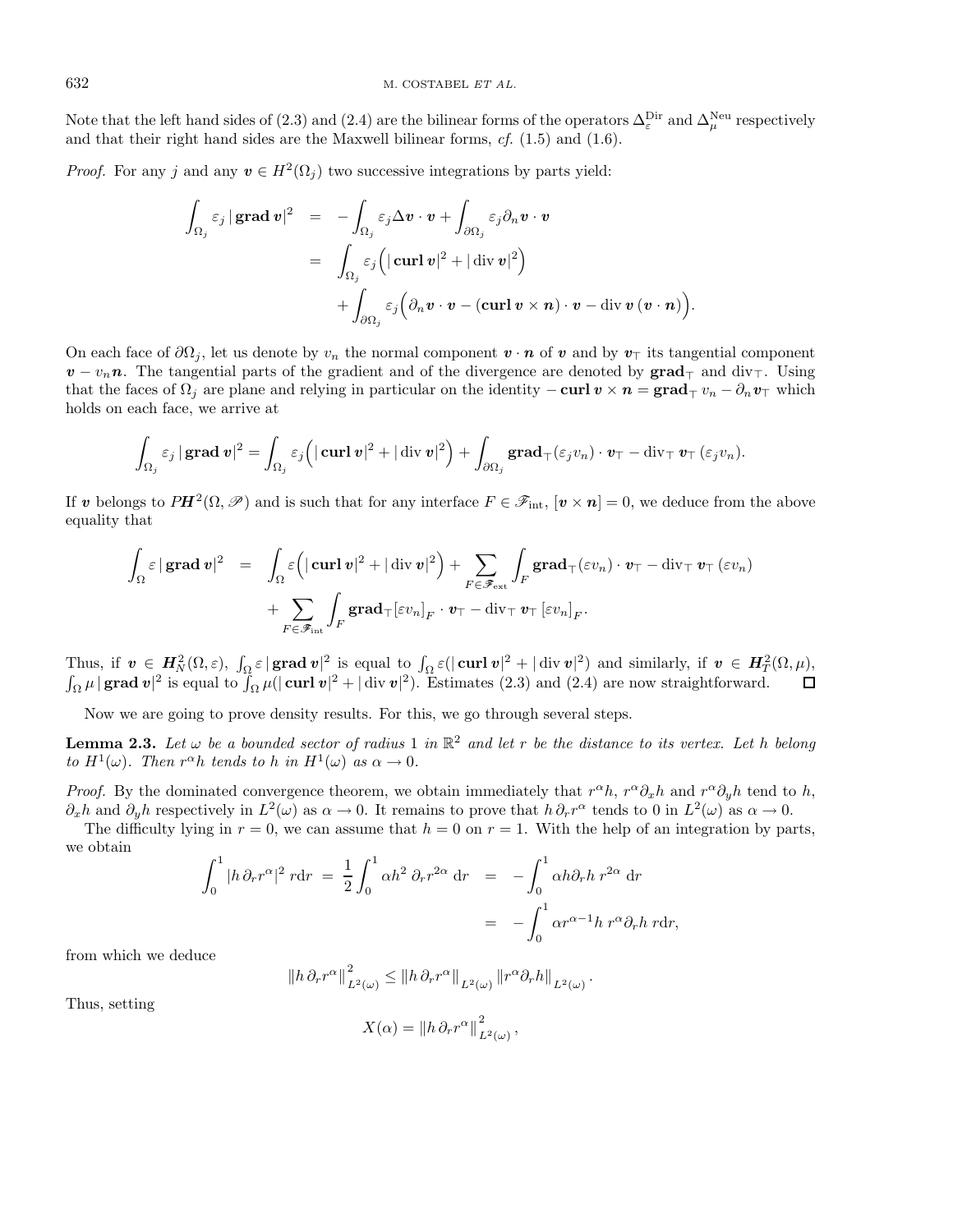Note that the left hand sides of (2.3) and (2.4) are the bilinear forms of the operators $\Delta_\varepsilon^{\rm Dir}$ and $\Delta_\mu^{\rm Neu}$ respectively and that their right hand sides are the Maxwell bilinear forms, *cf.* (1.5) and (1.6).

*Proof.* For any $j$ and any $\boldsymbol{v} \in H^2(\Omega_j)$ two successive integrations by parts yield:

$$
\begin{aligned}
\int_{\Omega_j} \varepsilon_j \,|\,\mathbf{grad}\,\boldsymbol{v}|^2 &= -\int_{\Omega_j} \varepsilon_j \Delta \boldsymbol{v} \cdot \boldsymbol{v} + \int_{\partial\Omega_j} \varepsilon_j \partial_n \boldsymbol{v} \cdot \boldsymbol{v} \\
&= \int_{\Omega_j} \varepsilon_j \Big( |\,\mathbf{curl}\,\boldsymbol{v}|^2 + |\,\mathrm{div}\,\boldsymbol{v}|^2 \Big) \\
&\quad + \int_{\partial\Omega_j} \varepsilon_j \Big( \partial_n \boldsymbol{v} \cdot \boldsymbol{v} - (\mathbf{curl}\,\boldsymbol{v} \times \boldsymbol{n}) \cdot \boldsymbol{v} - \mathrm{div}\,\boldsymbol{v}\,(\boldsymbol{v}\cdot\boldsymbol{n}) \Big).
\end{aligned}
$$

On each face of $\partial\Omega_j$, let us denote by $v_n$ the normal component $\boldsymbol{v}\cdot\boldsymbol{n}$ of $\boldsymbol{v}$ and by $\boldsymbol{v}_\top$ its tangential component $\boldsymbol{v} - v_n\boldsymbol{n}$. The tangential parts of the gradient and of the divergence are denoted by $\mathbf{grad}_\top$ and $\mathrm{div}_\top$. Using that the faces of $\Omega_j$ are plane and relying in particular on the identity $-\,\mathbf{curl}\,\boldsymbol{v} \times \boldsymbol{n} = \mathbf{grad}_\top\, v_n - \partial_n \boldsymbol{v}_\top$ which holds on each face, we arrive at

$$
\int_{\Omega_j} \varepsilon_j \,|\,\mathbf{grad}\,\boldsymbol{v}|^2 = \int_{\Omega_j} \varepsilon_j \Big( |\,\mathbf{curl}\,\boldsymbol{v}|^2 + |\,\mathrm{div}\,\boldsymbol{v}|^2 \Big) + \int_{\partial\Omega_j} \mathbf{grad}_\top(\varepsilon_j v_n)\cdot \boldsymbol{v}_\top - \mathrm{div}_\top\,\boldsymbol{v}_\top\,(\varepsilon_j v_n).
$$

If $\boldsymbol{v}$ belongs to $P\boldsymbol{H}^2(\Omega,\mathscr{P})$ and is such that for any interface $F \in \mathscr{F}_{\rm int}$, $[\boldsymbol{v}\times\boldsymbol{n}] = 0$, we deduce from the above equality that

$$
\begin{aligned}
\int_{\Omega} \varepsilon \,|\,\mathbf{grad}\,\boldsymbol{v}|^2 &= \int_{\Omega} \varepsilon \Big( |\,\mathbf{curl}\,\boldsymbol{v}|^2 + |\,\mathrm{div}\,\boldsymbol{v}|^2 \Big) + \sum_{F\in\mathscr{F}_{\rm ext}} \int_F \mathbf{grad}_\top(\varepsilon v_n)\cdot\boldsymbol{v}_\top - \mathrm{div}_\top\,\boldsymbol{v}_\top\,(\varepsilon v_n) \\
&\quad + \sum_{F\in\mathscr{F}_{\rm int}} \int_F \mathbf{grad}_\top[\varepsilon v_n]_F \cdot \boldsymbol{v}_\top - \mathrm{div}_\top\,\boldsymbol{v}_\top\,[\varepsilon v_n]_F.
\end{aligned}
$$

Thus, if $\boldsymbol{v} \in \boldsymbol{H}^2_N(\Omega,\varepsilon)$, $\int_\Omega \varepsilon\,|\,\mathbf{grad}\,\boldsymbol{v}|^2$ is equal to $\int_\Omega \varepsilon(|\,\mathbf{curl}\,\boldsymbol{v}|^2 + |\,\mathrm{div}\,\boldsymbol{v}|^2)$ and similarly, if $\boldsymbol{v} \in \boldsymbol{H}^2_T(\Omega,\mu)$, $\int_\Omega \mu\,|\,\mathbf{grad}\,\boldsymbol{v}|^2$ is equal to $\int_\Omega \mu(|\,\mathbf{curl}\,\boldsymbol{v}|^2 + |\,\mathrm{div}\,\boldsymbol{v}|^2)$. Estimates (2.3) and (2.4) are now straightforward. $\square$

Now we are going to prove density results. For this, we go through several steps.

**Lemma 2.3.** *Let $\omega$ be a bounded sector of radius 1 in $\mathbb{R}^2$ and let $r$ be the distance to its vertex. Let $h$ belong to $H^1(\omega)$. Then $r^\alpha h$ tends to $h$ in $H^1(\omega)$ as $\alpha \to 0$.*

*Proof.* By the dominated convergence theorem, we obtain immediately that $r^\alpha h$, $r^\alpha \partial_x h$ and $r^\alpha \partial_y h$ tend to $h$, $\partial_x h$ and $\partial_y h$ respectively in $L^2(\omega)$ as $\alpha \to 0$. It remains to prove that $h\,\partial_r r^\alpha$ tends to 0 in $L^2(\omega)$ as $\alpha \to 0$.

The difficulty lying in $r = 0$, we can assume that $h = 0$ on $r = 1$. With the help of an integration by parts, we obtain

$$
\begin{aligned}
\int_0^1 |h\,\partial_r r^\alpha|^2 \;r\mathrm{d}r \;=\; \frac{1}{2}\int_0^1 \alpha h^2\;\partial_r r^{2\alpha}\;\mathrm{d}r &= -\int_0^1 \alpha h \partial_r h\; r^{2\alpha}\;\mathrm{d}r \\
&= -\int_0^1 \alpha r^{\alpha-1} h\; r^\alpha \partial_r h\; r\mathrm{d}r,
\end{aligned}
$$

from which we deduce

$$
\|h\,\partial_r r^\alpha\|^2_{L^2(\omega)} \le \|h\,\partial_r r^\alpha\|_{L^2(\omega)}\,\|r^\alpha \partial_r h\|_{L^2(\omega)}\,.
$$

Thus, setting

$$
X(\alpha) = \|h\,\partial_r r^\alpha\|^2_{L^2(\omega)}\,,
$$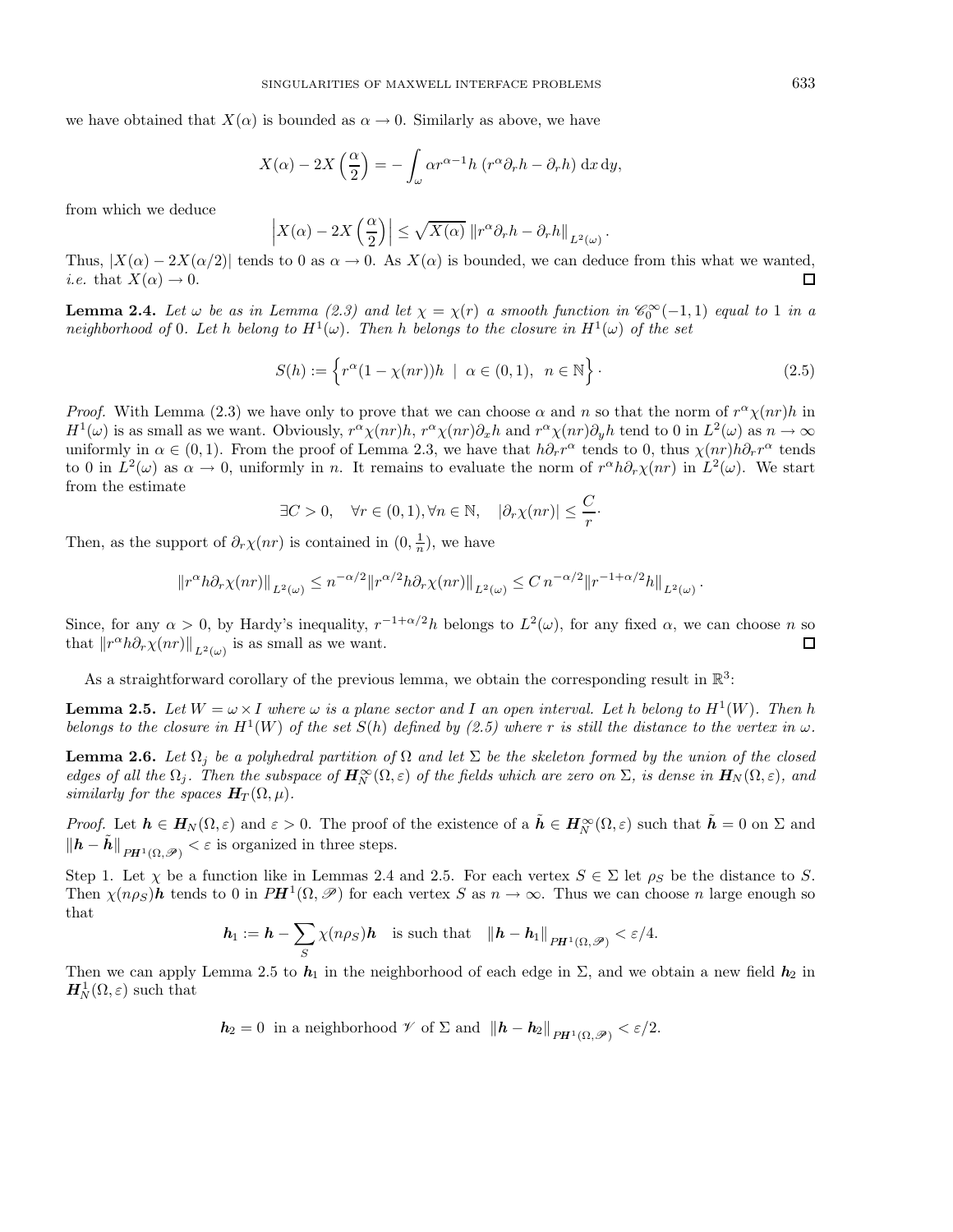we have obtained that $X(\alpha)$ is bounded as $\alpha \to 0$. Similarly as above, we have

$$X(\alpha) - 2X\left(\frac{\alpha}{2}\right) = -\int_\omega \alpha r^{\alpha-1} h \left(r^\alpha \partial_r h - \partial_r h\right) \mathrm{d}x\,\mathrm{d}y,$$

from which we deduce

$$\left|X(\alpha) - 2X\left(\frac{\alpha}{2}\right)\right| \leq \sqrt{X(\alpha)}\,\|r^\alpha \partial_r h - \partial_r h\|_{L^2(\omega)}.$$

Thus, $|X(\alpha) - 2X(\alpha/2)|$ tends to 0 as $\alpha \to 0$. As $X(\alpha)$ is bounded, we can deduce from this what we wanted, *i.e.* that $X(\alpha) \to 0$. □

**Lemma 2.4.** *Let $\omega$ be as in Lemma (2.3) and let $\chi = \chi(r)$ a smooth function in $\mathscr{C}_0^\infty(-1,1)$ equal to 1 in a neighborhood of 0. Let $h$ belong to $H^1(\omega)$. Then $h$ belongs to the closure in $H^1(\omega)$ of the set*

$$S(h) := \left\{ r^\alpha (1 - \chi(nr)) h \;\mid\; \alpha \in (0,1),\;\; n \in \mathbb{N} \right\}. \tag{2.5}$$

*Proof.* With Lemma (2.3) we have only to prove that we can choose $\alpha$ and $n$ so that the norm of $r^\alpha \chi(nr) h$ in $H^1(\omega)$ is as small as we want. Obviously, $r^\alpha \chi(nr) h$, $r^\alpha \chi(nr) \partial_x h$ and $r^\alpha \chi(nr) \partial_y h$ tend to 0 in $L^2(\omega)$ as $n \to \infty$ uniformly in $\alpha \in (0,1)$. From the proof of Lemma 2.3, we have that $h \partial_r r^\alpha$ tends to 0, thus $\chi(nr) h \partial_r r^\alpha$ tends to 0 in $L^2(\omega)$ as $\alpha \to 0$, uniformly in $n$. It remains to evaluate the norm of $r^\alpha h \partial_r \chi(nr)$ in $L^2(\omega)$. We start from the estimate

$$\exists C > 0, \quad \forall r \in (0,1), \forall n \in \mathbb{N}, \quad |\partial_r \chi(nr)| \leq \frac{C}{r}\cdot$$

Then, as the support of $\partial_r \chi(nr)$ is contained in $(0, \frac{1}{n})$, we have

$$\|r^\alpha h \partial_r \chi(nr)\|_{L^2(\omega)} \leq n^{-\alpha/2} \|r^{\alpha/2} h \partial_r \chi(nr)\|_{L^2(\omega)} \leq C\, n^{-\alpha/2} \|r^{-1+\alpha/2} h\|_{L^2(\omega)}.$$

Since, for any $\alpha > 0$, by Hardy's inequality, $r^{-1+\alpha/2} h$ belongs to $L^2(\omega)$, for any fixed $\alpha$, we can choose $n$ so that $\|r^\alpha h \partial_r \chi(nr)\|_{L^2(\omega)}$ is as small as we want. □

As a straightforward corollary of the previous lemma, we obtain the corresponding result in $\mathbb{R}^3$:

**Lemma 2.5.** *Let $W = \omega \times I$ where $\omega$ is a plane sector and $I$ an open interval. Let $h$ belong to $H^1(W)$. Then $h$ belongs to the closure in $H^1(W)$ of the set $S(h)$ defined by (2.5) where $r$ is still the distance to the vertex in $\omega$.*

**Lemma 2.6.** *Let $\Omega_j$ be a polyhedral partition of $\Omega$ and let $\Sigma$ be the skeleton formed by the union of the closed edges of all the $\Omega_j$. Then the subspace of $\boldsymbol{H}_N^\infty(\Omega, \varepsilon)$ of the fields which are zero on $\Sigma$, is dense in $\boldsymbol{H}_N(\Omega, \varepsilon)$, and similarly for the spaces $\boldsymbol{H}_T(\Omega, \mu)$.*

*Proof.* Let $\boldsymbol{h} \in \boldsymbol{H}_N(\Omega, \varepsilon)$ and $\varepsilon > 0$. The proof of the existence of a $\tilde{\boldsymbol{h}} \in \boldsymbol{H}_N^\infty(\Omega, \varepsilon)$ such that $\tilde{\boldsymbol{h}} = 0$ on $\Sigma$ and $\|\boldsymbol{h} - \tilde{\boldsymbol{h}}\|_{P\boldsymbol{H}^1(\Omega, \mathscr{P})} < \varepsilon$ is organized in three steps.

Step 1. Let $\chi$ be a function like in Lemmas 2.4 and 2.5. For each vertex $S \in \Sigma$ let $\rho_S$ be the distance to $S$. Then $\chi(n\rho_S)\boldsymbol{h}$ tends to 0 in $P\boldsymbol{H}^1(\Omega, \mathscr{P})$ for each vertex $S$ as $n \to \infty$. Thus we can choose $n$ large enough so that

$$\boldsymbol{h}_1 := \boldsymbol{h} - \sum_S \chi(n\rho_S)\boldsymbol{h} \quad \text{is such that} \quad \|\boldsymbol{h} - \boldsymbol{h}_1\|_{P\boldsymbol{H}^1(\Omega, \mathscr{P})} < \varepsilon/4.$$

Then we can apply Lemma 2.5 to $\boldsymbol{h}_1$ in the neighborhood of each edge in $\Sigma$, and we obtain a new field $\boldsymbol{h}_2$ in $\boldsymbol{H}_N^1(\Omega, \varepsilon)$ such that

$$\boldsymbol{h}_2 = 0 \;\text{ in a neighborhood } \mathscr{V} \text{ of } \Sigma \text{ and } \;\|\boldsymbol{h} - \boldsymbol{h}_2\|_{P\boldsymbol{H}^1(\Omega, \mathscr{P})} < \varepsilon/2.$$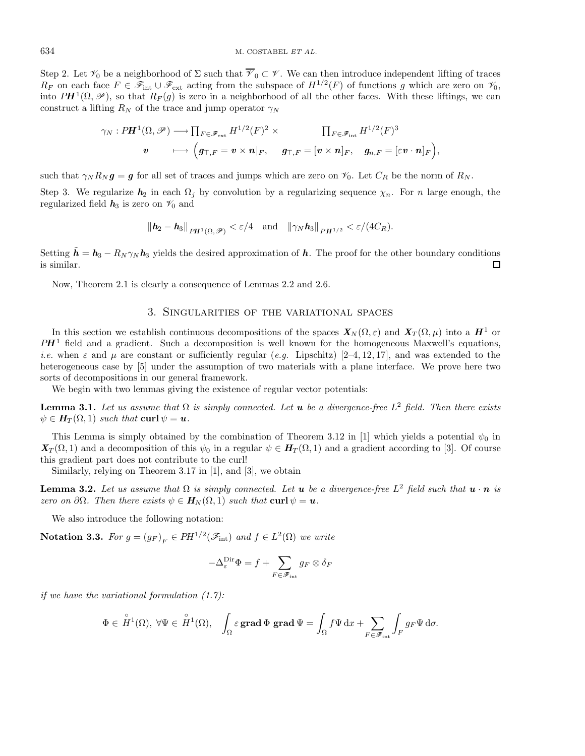Step 2. Let $\mathscr{V}_0$ be a neighborhood of $\Sigma$ such that $\overline{\mathscr{V}}_0 \subset \mathscr{V}$. We can then introduce independent lifting of traces $R_F$ on each face $F \in \mathscr{F}_{\rm int} \cup \mathscr{F}_{\rm ext}$ acting from the subspace of $H^{1/2}(F)$ of functions $g$ which are zero on $\mathscr{V}_0$, into $P\boldsymbol{H}^1(\Omega, \mathscr{P})$, so that $R_F(g)$ is zero in a neighborhood of all the other faces. With these liftings, we can construct a lifting $R_N$ of the trace and jump operator $\gamma_N$

$$
\begin{aligned}
\gamma_N : P\boldsymbol{H}^1(\Omega,\mathscr{P}) &\longrightarrow \prod_{F\in\mathscr{F}_{\rm ext}} H^{1/2}(F)^2 \times \prod_{F\in\mathscr{F}_{\rm int}} H^{1/2}(F)^3 \\
\boldsymbol{v} &\longmapsto \Big(\boldsymbol{g}_{\top,F} = \boldsymbol{v}\times\boldsymbol{n}|_F, \quad \boldsymbol{g}_{\top,F} = [\boldsymbol{v}\times\boldsymbol{n}]_F, \quad \boldsymbol{g}_{n,F} = [\varepsilon\boldsymbol{v}\cdot\boldsymbol{n}]_F\Big),
\end{aligned}
$$

such that $\gamma_N R_N \boldsymbol{g} = \boldsymbol{g}$ for all set of traces and jumps which are zero on $\mathscr{V}_0$. Let $C_R$ be the norm of $R_N$.

Step 3. We regularize $\boldsymbol{h}_2$ in each $\Omega_j$ by convolution by a regularizing sequence $\chi_n$. For $n$ large enough, the regularized field $\boldsymbol{h}_3$ is zero on $\mathscr{V}_0$ and

$$
\|\boldsymbol{h}_2 - \boldsymbol{h}_3\|_{P\boldsymbol{H}^1(\Omega,\mathscr{P})} < \varepsilon/4 \quad \text{and} \quad \|\gamma_N \boldsymbol{h}_3\|_{P\boldsymbol{H}^{1/2}} < \varepsilon/(4C_R).
$$

Setting $\tilde{\boldsymbol{h}} = \boldsymbol{h}_3 - R_N\gamma_N\boldsymbol{h}_3$ yields the desired approximation of $\boldsymbol{h}$. The proof for the other boundary conditions is similar. $\square$

Now, Theorem 2.1 is clearly a consequence of Lemmas 2.2 and 2.6.

## 3. Singularities of the variational spaces

In this section we establish continuous decompositions of the spaces $\boldsymbol{X}_N(\Omega,\varepsilon)$ and $\boldsymbol{X}_T(\Omega,\mu)$ into a $\boldsymbol{H}^1$ or $P\boldsymbol{H}^1$ field and a gradient. Such a decomposition is well known for the homogeneous Maxwell's equations, *i.e.* when $\varepsilon$ and $\mu$ are constant or sufficiently regular (*e.g.* Lipschitz) [2–4, 12, 17], and was extended to the heterogeneous case by [5] under the assumption of two materials with a plane interface. We prove here two sorts of decompositions in our general framework.

We begin with two lemmas giving the existence of regular vector potentials:

**Lemma 3.1.** *Let us assume that $\Omega$ is simply connected. Let $\boldsymbol{u}$ be a divergence-free $L^2$ field. Then there exists $\psi \in \boldsymbol{H}_T(\Omega,1)$ such that $\mathbf{curl}\,\psi = \boldsymbol{u}$.*

This Lemma is simply obtained by the combination of Theorem 3.12 in [1] which yields a potential $\psi_0$ in $\boldsymbol{X}_T(\Omega,1)$ and a decomposition of this $\psi_0$ in a regular $\psi \in \boldsymbol{H}_T(\Omega,1)$ and a gradient according to [3]. Of course this gradient part does not contribute to the curl!

Similarly, relying on Theorem 3.17 in [1], and [3], we obtain

**Lemma 3.2.** *Let us assume that $\Omega$ is simply connected. Let $\boldsymbol{u}$ be a divergence-free $L^2$ field such that $\boldsymbol{u}\cdot\boldsymbol{n}$ is zero on $\partial\Omega$. Then there exists $\psi \in \boldsymbol{H}_N(\Omega,1)$ such that $\mathbf{curl}\,\psi = \boldsymbol{u}$.*

We also introduce the following notation:

**Notation 3.3.** *For $g = (g_F)_F \in PH^{1/2}(\mathscr{F}_{\rm int})$ and $f \in L^2(\Omega)$ we write*

$$
-\Delta_\varepsilon^{\rm Dir}\Phi = f + \sum_{F\in\mathscr{F}_{\rm int}} g_F \otimes \delta_F
$$

*if we have the variational formulation (1.7):*

$$
\Phi \in \overset{\circ}{H}{}^1(\Omega),\ \forall\Psi \in \overset{\circ}{H}{}^1(\Omega), \quad \int_\Omega \varepsilon\,\mathbf{grad}\,\Phi\ \mathbf{grad}\,\Psi = \int_\Omega f\Psi\,\mathrm{d}x + \sum_{F\in\mathscr{F}_{\rm int}} \int_F g_F\Psi\,\mathrm{d}\sigma.
$$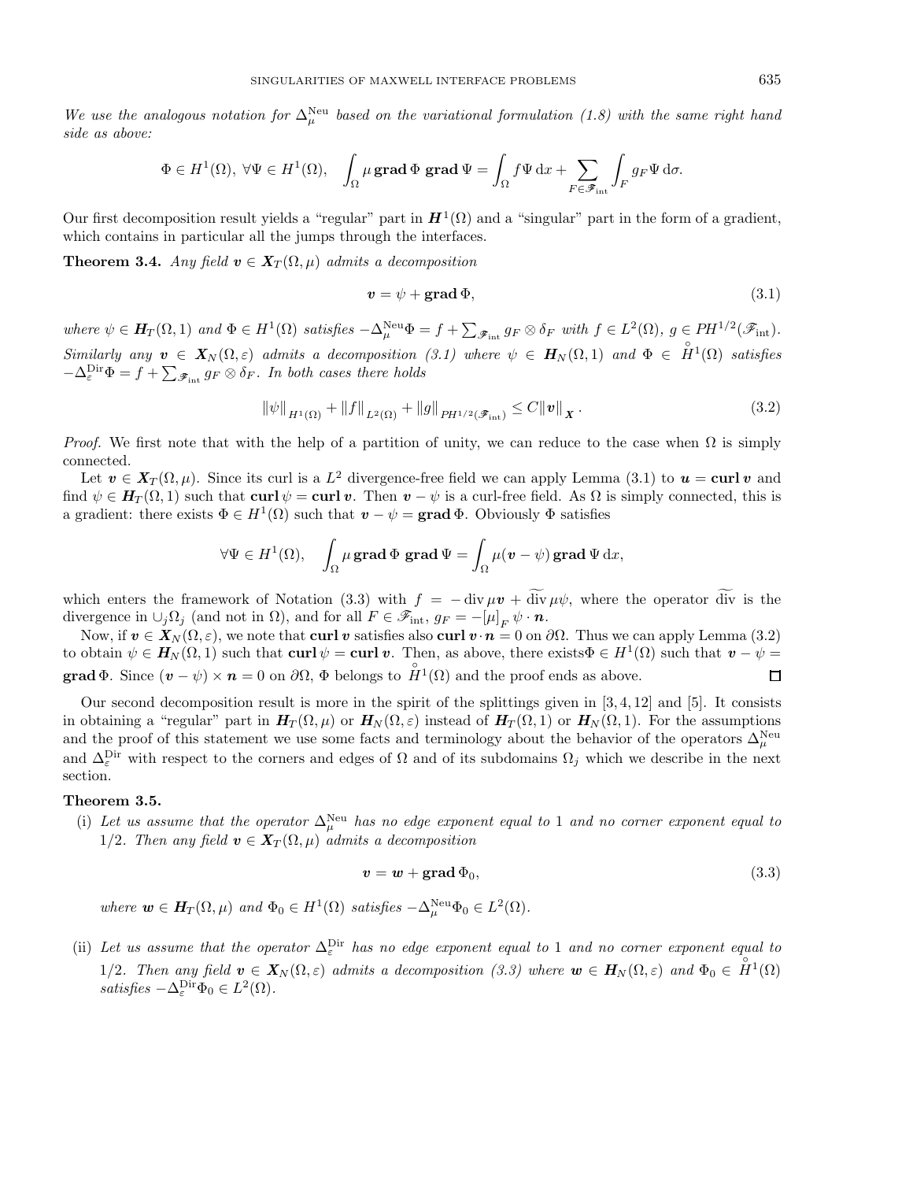*We use the analogous notation for $\Delta_\mu^{\mathrm{Neu}}$ based on the variational formulation (1.8) with the same right hand side as above:*

$$\Phi \in H^1(\Omega),\ \forall \Psi \in H^1(\Omega), \quad \int_\Omega \mu\, \mathbf{grad}\, \Phi\ \mathbf{grad}\, \Psi = \int_\Omega f \Psi\, \mathrm{d}x + \sum_{F\in\mathscr{F}_{\mathrm{int}}} \int_F g_F \Psi\, \mathrm{d}\sigma.$$

Our first decomposition result yields a "regular" part in $\boldsymbol{H}^1(\Omega)$ and a "singular" part in the form of a gradient, which contains in particular all the jumps through the interfaces.

**Theorem 3.4.** *Any field $\boldsymbol{v} \in \boldsymbol{X}_T(\Omega, \mu)$ admits a decomposition*

$$\boldsymbol{v} = \psi + \mathbf{grad}\, \Phi, \tag{3.1}$$

*where $\psi \in \boldsymbol{H}_T(\Omega, 1)$ and $\Phi \in H^1(\Omega)$ satisfies $-\Delta_\mu^{\mathrm{Neu}}\Phi = f + \sum_{\mathscr{F}_{\mathrm{int}}} g_F \otimes \delta_F$ with $f \in L^2(\Omega)$, $g \in PH^{1/2}(\mathscr{F}_{\mathrm{int}})$. Similarly any $\boldsymbol{v} \in \boldsymbol{X}_N(\Omega, \varepsilon)$ admits a decomposition (3.1) where $\psi \in \boldsymbol{H}_N(\Omega, 1)$ and $\Phi \in \overset{\circ}{H}{}^1(\Omega)$ satisfies $-\Delta_\varepsilon^{\mathrm{Dir}}\Phi = f + \sum_{\mathscr{F}_{\mathrm{int}}} g_F \otimes \delta_F$. In both cases there holds*

$$\|\psi\|_{H^1(\Omega)} + \|f\|_{L^2(\Omega)} + \|g\|_{PH^{1/2}(\mathscr{F}_{\mathrm{int}})} \leq C\|\boldsymbol{v}\|_{\boldsymbol{X}}. \tag{3.2}$$

*Proof.* We first note that with the help of a partition of unity, we can reduce to the case when $\Omega$ is simply connected.

Let $\boldsymbol{v} \in \boldsymbol{X}_T(\Omega, \mu)$. Since its curl is a $L^2$ divergence-free field we can apply Lemma (3.1) to $\boldsymbol{u} = \mathbf{curl}\, \boldsymbol{v}$ and find $\psi \in \boldsymbol{H}_T(\Omega, 1)$ such that $\mathbf{curl}\, \psi = \mathbf{curl}\, \boldsymbol{v}$. Then $\boldsymbol{v} - \psi$ is a curl-free field. As $\Omega$ is simply connected, this is a gradient: there exists $\Phi \in H^1(\Omega)$ such that $\boldsymbol{v} - \psi = \mathbf{grad}\, \Phi$. Obviously $\Phi$ satisfies

$$\forall \Psi \in H^1(\Omega), \quad \int_\Omega \mu\, \mathbf{grad}\, \Phi\ \mathbf{grad}\, \Psi = \int_\Omega \mu(\boldsymbol{v} - \psi)\, \mathbf{grad}\, \Psi\, \mathrm{d}x,$$

which enters the framework of Notation (3.3) with $f = -\operatorname{div} \mu \boldsymbol{v} + \widetilde{\operatorname{div}}\, \mu \psi$, where the operator $\widetilde{\operatorname{div}}$ is the divergence in $\cup_j \Omega_j$ (and not in $\Omega$), and for all $F \in \mathscr{F}_{\mathrm{int}}$, $g_F = -[\mu]_F\, \psi \cdot \boldsymbol{n}$.

Now, if $\boldsymbol{v} \in \boldsymbol{X}_N(\Omega, \varepsilon)$, we note that $\mathbf{curl}\, \boldsymbol{v}$ satisfies also $\mathbf{curl}\, \boldsymbol{v} \cdot \boldsymbol{n} = 0$ on $\partial\Omega$. Thus we can apply Lemma (3.2) to obtain $\psi \in \boldsymbol{H}_N(\Omega, 1)$ such that $\mathbf{curl}\, \psi = \mathbf{curl}\, \boldsymbol{v}$. Then, as above, there exists $\Phi \in H^1(\Omega)$ such that $\boldsymbol{v} - \psi = \mathbf{grad}\, \Phi$. Since $(\boldsymbol{v} - \psi) \times \boldsymbol{n} = 0$ on $\partial\Omega$, $\Phi$ belongs to $\overset{\circ}{H}{}^1(\Omega)$ and the proof ends as above. $\square$

Our second decomposition result is more in the spirit of the splittings given in [3, 4, 12] and [5]. It consists in obtaining a "regular" part in $\boldsymbol{H}_T(\Omega, \mu)$ or $\boldsymbol{H}_N(\Omega, \varepsilon)$ instead of $\boldsymbol{H}_T(\Omega, 1)$ or $\boldsymbol{H}_N(\Omega, 1)$. For the assumptions and the proof of this statement we use some facts and terminology about the behavior of the operators $\Delta_\mu^{\mathrm{Neu}}$ and $\Delta_\varepsilon^{\mathrm{Dir}}$ with respect to the corners and edges of $\Omega$ and of its subdomains $\Omega_j$ which we describe in the next section.

**Theorem 3.5.**

(i) *Let us assume that the operator $\Delta_\mu^{\mathrm{Neu}}$ has no edge exponent equal to $1$ and no corner exponent equal to $1/2$. Then any field $\boldsymbol{v} \in \boldsymbol{X}_T(\Omega, \mu)$ admits a decomposition*

$$\boldsymbol{v} = \boldsymbol{w} + \mathbf{grad}\, \Phi_0, \tag{3.3}$$

*where $\boldsymbol{w} \in \boldsymbol{H}_T(\Omega, \mu)$ and $\Phi_0 \in H^1(\Omega)$ satisfies $-\Delta_\mu^{\mathrm{Neu}}\Phi_0 \in L^2(\Omega)$.*

(ii) *Let us assume that the operator $\Delta_\varepsilon^{\mathrm{Dir}}$ has no edge exponent equal to $1$ and no corner exponent equal to $1/2$. Then any field $\boldsymbol{v} \in \boldsymbol{X}_N(\Omega, \varepsilon)$ admits a decomposition (3.3) where $\boldsymbol{w} \in \boldsymbol{H}_N(\Omega, \varepsilon)$ and $\Phi_0 \in \overset{\circ}{H}{}^1(\Omega)$ satisfies $-\Delta_\varepsilon^{\mathrm{Dir}}\Phi_0 \in L^2(\Omega)$.*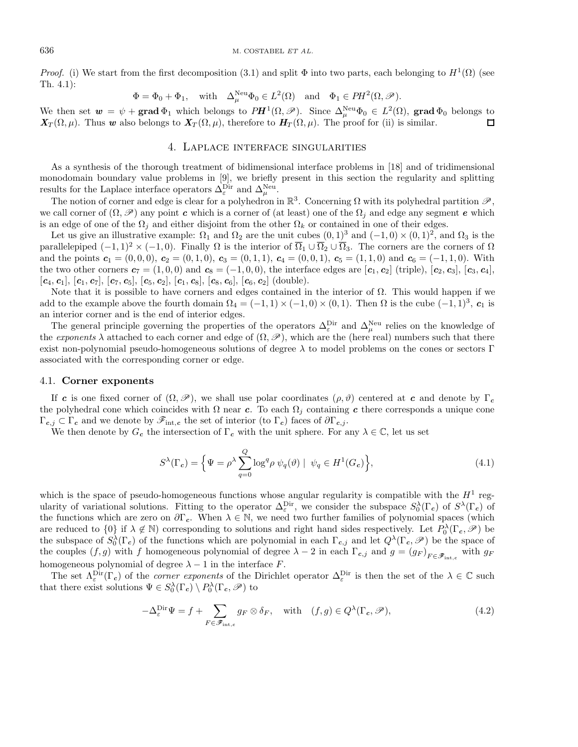*Proof.* (i) We start from the first decomposition (3.1) and split $\Phi$ into two parts, each belonging to $H^1(\Omega)$ (see Th. 4.1):

$$\Phi = \Phi_0 + \Phi_1, \quad \text{with} \quad \Delta_\mu^{\mathrm{Neu}}\Phi_0 \in L^2(\Omega) \quad \text{and} \quad \Phi_1 \in PH^2(\Omega, \mathscr{P}).$$

We then set $\boldsymbol{w} = \psi + \mathbf{grad}\,\Phi_1$ which belongs to $P\boldsymbol{H}^1(\Omega, \mathscr{P})$. Since $\Delta_\mu^{\mathrm{Neu}}\Phi_0 \in L^2(\Omega)$, $\mathbf{grad}\,\Phi_0$ belongs to $\boldsymbol{X}_T(\Omega, \mu)$. Thus $\boldsymbol{w}$ also belongs to $\boldsymbol{X}_T(\Omega, \mu)$, therefore to $\boldsymbol{H}_T(\Omega, \mu)$. The proof for (ii) is similar. $\square$

## 4. Laplace interface singularities

As a synthesis of the thorough treatment of bidimensional interface problems in [18] and of tridimensional monodomain boundary value problems in [9], we briefly present in this section the regularity and splitting results for the Laplace interface operators $\Delta_\varepsilon^{\mathrm{Dir}}$ and $\Delta_\mu^{\mathrm{Neu}}$.

The notion of corner and edge is clear for a polyhedron in $\mathbb{R}^3$. Concerning $\Omega$ with its polyhedral partition $\mathscr{P}$, we call corner of $(\Omega, \mathscr{P})$ any point $\boldsymbol{c}$ which is a corner of (at least) one of the $\Omega_j$ and edge any segment $\boldsymbol{e}$ which is an edge of one of the $\Omega_j$ and either disjoint from the other $\Omega_k$ or contained in one of their edges.

Let us give an illustrative example: $\Omega_1$ and $\Omega_2$ are the unit cubes $(0,1)^3$ and $(-1,0) \times (0,1)^2$, and $\Omega_3$ is the parallelepiped $(-1,1)^2 \times (-1,0)$. Finally $\Omega$ is the interior of $\overline{\Omega}_1 \cup \overline{\Omega}_2 \cup \overline{\Omega}_3$. The corners are the corners of $\Omega$ and the points $\boldsymbol{c}_1 = (0,0,0)$, $\boldsymbol{c}_2 = (0,1,0)$, $\boldsymbol{c}_3 = (0,1,1)$, $\boldsymbol{c}_4 = (0,0,1)$, $\boldsymbol{c}_5 = (1,1,0)$ and $\boldsymbol{c}_6 = (-1,1,0)$. With the two other corners $\boldsymbol{c}_7 = (1,0,0)$ and $\boldsymbol{c}_8 = (-1,0,0)$, the interface edges are $[\boldsymbol{c}_1, \boldsymbol{c}_2]$ (triple), $[\boldsymbol{c}_2, \boldsymbol{c}_3]$, $[\boldsymbol{c}_3, \boldsymbol{c}_4]$, $[\boldsymbol{c}_4, \boldsymbol{c}_1]$, $[\boldsymbol{c}_1, \boldsymbol{c}_7]$, $[\boldsymbol{c}_7, \boldsymbol{c}_5]$, $[\boldsymbol{c}_5, \boldsymbol{c}_2]$, $[\boldsymbol{c}_1, \boldsymbol{c}_8]$, $[\boldsymbol{c}_8, \boldsymbol{c}_6]$, $[\boldsymbol{c}_6, \boldsymbol{c}_2]$ (double).

Note that it is possible to have corners and edges contained in the interior of $\Omega$. This would happen if we add to the example above the fourth domain $\Omega_4 = (-1,1) \times (-1,0) \times (0,1)$. Then $\Omega$ is the cube $(-1,1)^3$, $\boldsymbol{c}_1$ is an interior corner and is the end of interior edges.

The general principle governing the properties of the operators $\Delta_\varepsilon^{\mathrm{Dir}}$ and $\Delta_\mu^{\mathrm{Neu}}$ relies on the knowledge of the *exponents* $\lambda$ attached to each corner and edge of $(\Omega, \mathscr{P})$, which are the (here real) numbers such that there exist non-polynomial pseudo-homogeneous solutions of degree $\lambda$ to model problems on the cones or sectors $\Gamma$ associated with the corresponding corner or edge.

### 4.1. Corner exponents

If $\boldsymbol{c}$ is one fixed corner of $(\Omega, \mathscr{P})$, we shall use polar coordinates $(\rho, \vartheta)$ centered at $\boldsymbol{c}$ and denote by $\Gamma_{\boldsymbol{c}}$ the polyhedral cone which coincides with $\Omega$ near $\boldsymbol{c}$. To each $\Omega_j$ containing $\boldsymbol{c}$ there corresponds a unique cone $\Gamma_{\boldsymbol{c},j} \subset \Gamma_{\boldsymbol{c}}$ and we denote by $\mathscr{F}_{\mathrm{int},\boldsymbol{c}}$ the set of interior (to $\Gamma_{\boldsymbol{c}}$) faces of $\partial\Gamma_{\boldsymbol{c},j}$.

We then denote by $G_{\boldsymbol{c}}$ the intersection of $\Gamma_{\boldsymbol{c}}$ with the unit sphere. For any $\lambda \in \mathbb{C}$, let us set

$$S^\lambda(\Gamma_{\boldsymbol{c}}) = \Big\{ \Psi = \rho^\lambda \sum_{q=0}^{Q} \log^q \rho \; \psi_q(\vartheta) \mid \psi_q \in H^1(G_{\boldsymbol{c}}) \Big\}, \tag{4.1}$$

which is the space of pseudo-homogeneous functions whose angular regularity is compatible with the $H^1$ regularity of variational solutions. Fitting to the operator $\Delta_\varepsilon^{\mathrm{Dir}}$, we consider the subspace $S_0^\lambda(\Gamma_{\boldsymbol{c}})$ of $S^\lambda(\Gamma_{\boldsymbol{c}})$ of the functions which are zero on $\partial\Gamma_{\boldsymbol{c}}$. When $\lambda \in \mathbb{N}$, we need two further families of polynomial spaces (which are reduced to $\{0\}$ if $\lambda \notin \mathbb{N}$) corresponding to solutions and right hand sides respectively. Let $P_0^\lambda(\Gamma_{\boldsymbol{c}}, \mathscr{P})$ be the subspace of $S_0^\lambda(\Gamma_{\boldsymbol{c}})$ of the functions which are polynomial in each $\Gamma_{\boldsymbol{c},j}$ and let $Q^\lambda(\Gamma_{\boldsymbol{c}}, \mathscr{P})$ be the space of the couples $(f, g)$ with $f$ homogeneous polynomial of degree $\lambda - 2$ in each $\Gamma_{\boldsymbol{c},j}$ and $g = (g_F)_{F \in \mathscr{F}_{\mathrm{int},\boldsymbol{c}}}$ with $g_F$ homogeneous polynomial of degree $\lambda - 1$ in the interface $F$.

The set $\Lambda_\varepsilon^{\mathrm{Dir}}(\Gamma_{\boldsymbol{c}})$ of the *corner exponents* of the Dirichlet operator $\Delta_\varepsilon^{\mathrm{Dir}}$ is then the set of the $\lambda \in \mathbb{C}$ such that there exist solutions $\Psi \in S_0^\lambda(\Gamma_{\boldsymbol{c}}) \setminus P_0^\lambda(\Gamma_{\boldsymbol{c}}, \mathscr{P})$ to

$$-\Delta_\varepsilon^{\mathrm{Dir}}\Psi = f + \sum_{F \in \mathscr{F}_{\mathrm{int},\boldsymbol{c}}} g_F \otimes \delta_F, \quad \text{with} \quad (f, g) \in Q^\lambda(\Gamma_{\boldsymbol{c}}, \mathscr{P}), \tag{4.2}$$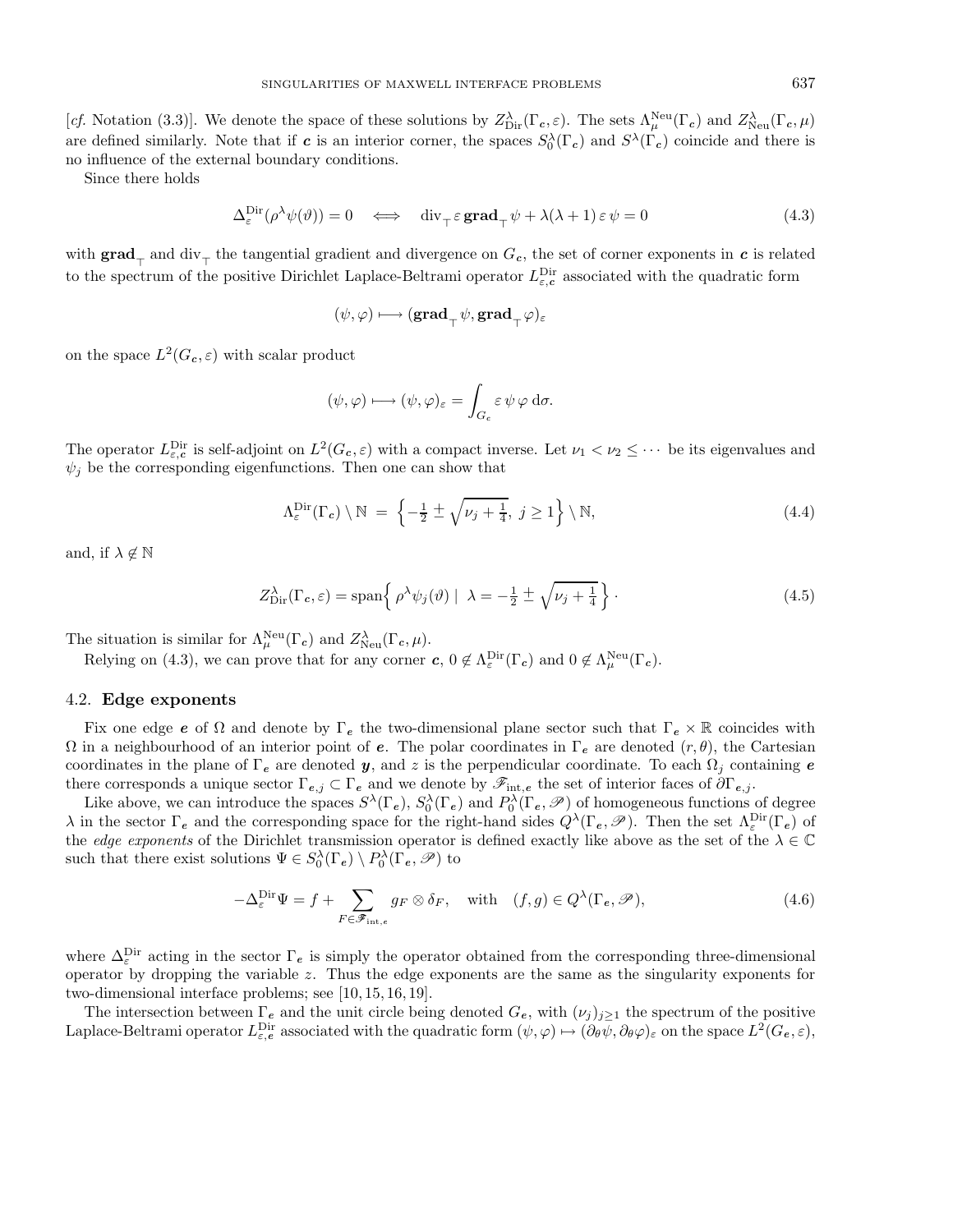[*cf.* Notation (3.3)]. We denote the space of these solutions by $Z^{\lambda}_{\rm Dir}(\Gamma_{\boldsymbol c},\varepsilon)$. The sets $\Lambda^{\rm Neu}_{\mu}(\Gamma_{\boldsymbol c})$ and $Z^{\lambda}_{\rm Neu}(\Gamma_{\boldsymbol c},\mu)$ are defined similarly. Note that if $\boldsymbol c$ is an interior corner, the spaces $S^{\lambda}_0(\Gamma_{\boldsymbol c})$ and $S^{\lambda}(\Gamma_{\boldsymbol c})$ coincide and there is no influence of the external boundary conditions.

Since there holds

$$
\Delta^{\rm Dir}_{\varepsilon}(\rho^{\lambda}\psi(\vartheta)) = 0 \quad \Longleftrightarrow \quad \operatorname{div}_{\top}\varepsilon\,\mathbf{grad}_{\top}\psi + \lambda(\lambda+1)\,\varepsilon\,\psi = 0 \tag{4.3}
$$

with $\mathbf{grad}_{\top}$ and $\operatorname{div}_{\top}$ the tangential gradient and divergence on $G_{\boldsymbol c}$, the set of corner exponents in $\boldsymbol c$ is related to the spectrum of the positive Dirichlet Laplace-Beltrami operator $L^{\rm Dir}_{\varepsilon,\boldsymbol c}$ associated with the quadratic form

$$
(\psi,\varphi) \longmapsto (\mathbf{grad}_{\top}\psi, \mathbf{grad}_{\top}\varphi)_{\varepsilon}
$$

on the space $L^2(G_{\boldsymbol c},\varepsilon)$ with scalar product

$$
(\psi,\varphi) \longmapsto (\psi,\varphi)_{\varepsilon} = \int_{G_{\boldsymbol c}} \varepsilon\,\psi\,\varphi\,\mathrm{d}\sigma.
$$

The operator $L^{\rm Dir}_{\varepsilon,\boldsymbol c}$ is self-adjoint on $L^2(G_{\boldsymbol c},\varepsilon)$ with a compact inverse. Let $\nu_1 < \nu_2 \le \cdots$ be its eigenvalues and $\psi_j$ be the corresponding eigenfunctions. Then one can show that

$$
\Lambda^{\rm Dir}_{\varepsilon}(\Gamma_{\boldsymbol c}) \setminus \mathbb{N} \;=\; \Big\{ -\tfrac12 \pm \sqrt{\nu_j + \tfrac14},\ j \ge 1 \Big\} \setminus \mathbb{N}, \tag{4.4}
$$

and, if $\lambda \notin \mathbb{N}$

$$
Z^{\lambda}_{\rm Dir}(\Gamma_{\boldsymbol c},\varepsilon) = \operatorname{span}\Big\{ \rho^{\lambda}\psi_j(\vartheta) \;\big|\; \lambda = -\tfrac12 \pm \sqrt{\nu_j+\tfrac14} \Big\}\,. \tag{4.5}
$$

The situation is similar for $\Lambda^{\rm Neu}_{\mu}(\Gamma_{\boldsymbol c})$ and $Z^{\lambda}_{\rm Neu}(\Gamma_{\boldsymbol c},\mu)$.

Relying on (4.3), we can prove that for any corner $\boldsymbol c$, $0 \notin \Lambda^{\rm Dir}_{\varepsilon}(\Gamma_{\boldsymbol c})$ and $0 \notin \Lambda^{\rm Neu}_{\mu}(\Gamma_{\boldsymbol c})$.

### 4.2. **Edge exponents**

Fix one edge $\boldsymbol e$ of $\Omega$ and denote by $\Gamma_{\boldsymbol e}$ the two-dimensional plane sector such that $\Gamma_{\boldsymbol e}\times\mathbb{R}$ coincides with $\Omega$ in a neighbourhood of an interior point of $\boldsymbol e$. The polar coordinates in $\Gamma_{\boldsymbol e}$ are denoted $(r,\theta)$, the Cartesian coordinates in the plane of $\Gamma_{\boldsymbol e}$ are denoted $\boldsymbol y$, and $z$ is the perpendicular coordinate. To each $\Omega_j$ containing $\boldsymbol e$ there corresponds a unique sector $\Gamma_{\boldsymbol e,j}\subset\Gamma_{\boldsymbol e}$ and we denote by $\mathscr{F}_{{\rm int},\boldsymbol e}$ the set of interior faces of $\partial\Gamma_{\boldsymbol e,j}$.

Like above, we can introduce the spaces $S^{\lambda}(\Gamma_{\boldsymbol e})$, $S^{\lambda}_0(\Gamma_{\boldsymbol e})$ and $P^{\lambda}_0(\Gamma_{\boldsymbol e},\mathscr{P})$ of homogeneous functions of degree $\lambda$ in the sector $\Gamma_{\boldsymbol e}$ and the corresponding space for the right-hand sides $Q^{\lambda}(\Gamma_{\boldsymbol e},\mathscr{P})$. Then the set $\Lambda^{\rm Dir}_{\varepsilon}(\Gamma_{\boldsymbol e})$ of the *edge exponents* of the Dirichlet transmission operator is defined exactly like above as the set of the $\lambda\in\mathbb{C}$ such that there exist solutions $\Psi\in S^{\lambda}_0(\Gamma_{\boldsymbol e})\setminus P^{\lambda}_0(\Gamma_{\boldsymbol e},\mathscr{P})$ to

$$
-\Delta^{\rm Dir}_{\varepsilon}\Psi = f + \sum_{F\in\mathscr{F}_{{\rm int},\boldsymbol e}} g_F\otimes\delta_F, \quad \text{with} \quad (f,g)\in Q^{\lambda}(\Gamma_{\boldsymbol e},\mathscr{P}), \tag{4.6}
$$

where $\Delta^{\rm Dir}_{\varepsilon}$ acting in the sector $\Gamma_{\boldsymbol e}$ is simply the operator obtained from the corresponding three-dimensional operator by dropping the variable $z$. Thus the edge exponents are the same as the singularity exponents for two-dimensional interface problems; see [10, 15, 16, 19].

The intersection between $\Gamma_{\boldsymbol e}$ and the unit circle being denoted $G_{\boldsymbol e}$, with $(\nu_j)_{j\ge1}$ the spectrum of the positive Laplace-Beltrami operator $L^{\rm Dir}_{\varepsilon,\boldsymbol e}$ associated with the quadratic form $(\psi,\varphi)\mapsto(\partial_\theta\psi,\partial_\theta\varphi)_{\varepsilon}$ on the space $L^2(G_{\boldsymbol e},\varepsilon)$,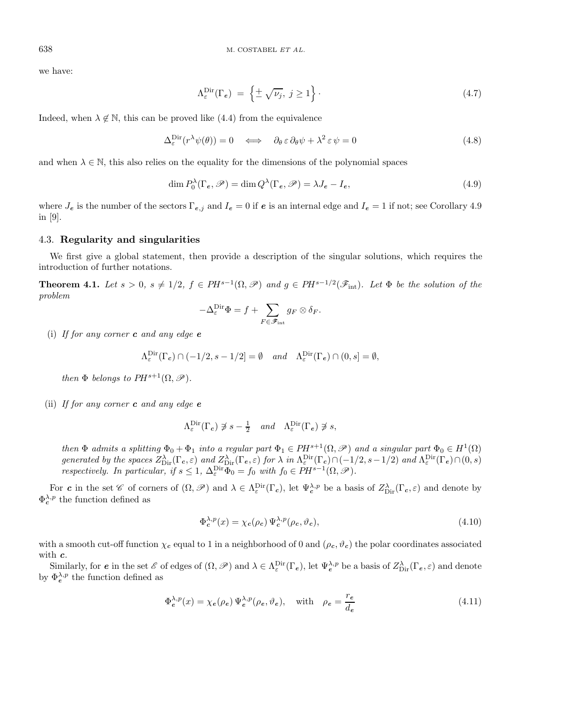we have:

$$\Lambda_\varepsilon^{\mathrm{Dir}}(\Gamma_{\boldsymbol{e}}) \;=\; \left\{ \stackrel{+}{-} \sqrt{\nu_j},\; j \geq 1 \right\}. \tag{4.7}$$

Indeed, when $\lambda \notin \mathbb{N}$, this can be proved like (4.4) from the equivalence

$$\Delta_\varepsilon^{\mathrm{Dir}}(r^\lambda \psi(\theta)) = 0 \quad \Longleftrightarrow \quad \partial_\theta \, \varepsilon \, \partial_\theta \psi + \lambda^2 \, \varepsilon \, \psi = 0 \tag{4.8}$$

and when $\lambda \in \mathbb{N}$, this also relies on the equality for the dimensions of the polynomial spaces

$$\dim P_0^\lambda(\Gamma_{\boldsymbol{e}}, \mathscr{P}) = \dim Q^\lambda(\Gamma_{\boldsymbol{e}}, \mathscr{P}) = \lambda J_{\boldsymbol{e}} - I_{\boldsymbol{e}}, \tag{4.9}$$

where $J_{\boldsymbol{e}}$ is the number of the sectors $\Gamma_{\boldsymbol{e},j}$ and $I_{\boldsymbol{e}} = 0$ if $\boldsymbol{e}$ is an internal edge and $I_{\boldsymbol{e}} = 1$ if not; see Corollary 4.9 in [9].

### 4.3. **Regularity and singularities**

We first give a global statement, then provide a description of the singular solutions, which requires the introduction of further notations.

**Theorem 4.1.** *Let $s > 0$, $s \neq 1/2$, $f \in PH^{s-1}(\Omega, \mathscr{P})$ and $g \in PH^{s-1/2}(\mathscr{F}_{\mathrm{int}})$. Let $\Phi$ be the solution of the problem*

$$-\Delta_\varepsilon^{\mathrm{Dir}} \Phi = f + \sum_{F \in \mathscr{F}_{\mathrm{int}}} g_F \otimes \delta_F.$$

(i) *If for any corner $\boldsymbol{c}$ and any edge $\boldsymbol{e}$*

$$\Lambda_\varepsilon^{\mathrm{Dir}}(\Gamma_{\boldsymbol{c}}) \cap (-1/2, s-1/2] = \emptyset \quad \textit{and} \quad \Lambda_\varepsilon^{\mathrm{Dir}}(\Gamma_{\boldsymbol{e}}) \cap (0, s] = \emptyset,$$

*then $\Phi$ belongs to $PH^{s+1}(\Omega, \mathscr{P})$.*

(ii) *If for any corner $\boldsymbol{c}$ and any edge $\boldsymbol{e}$*

$$\Lambda_\varepsilon^{\mathrm{Dir}}(\Gamma_{\boldsymbol{c}}) \not\ni s - \tfrac{1}{2} \quad \textit{and} \quad \Lambda_\varepsilon^{\mathrm{Dir}}(\Gamma_{\boldsymbol{e}}) \not\ni s,$$

*then $\Phi$ admits a splitting $\Phi_0 + \Phi_1$ into a regular part $\Phi_1 \in PH^{s+1}(\Omega, \mathscr{P})$ and a singular part $\Phi_0 \in H^1(\Omega)$ generated by the spaces $Z_{\mathrm{Dir}}^\lambda(\Gamma_{\boldsymbol{c}}, \varepsilon)$ and $Z_{\mathrm{Dir}}^\lambda(\Gamma_{\boldsymbol{e}}, \varepsilon)$ for $\lambda$ in $\Lambda_\varepsilon^{\mathrm{Dir}}(\Gamma_{\boldsymbol{c}}) \cap (-1/2, s-1/2)$ and $\Lambda_\varepsilon^{\mathrm{Dir}}(\Gamma_{\boldsymbol{e}}) \cap (0, s)$ respectively. In particular, if $s \leq 1$, $\Delta_\varepsilon^{\mathrm{Dir}} \Phi_0 = f_0$ with $f_0 \in PH^{s-1}(\Omega, \mathscr{P})$.*

For $\boldsymbol{c}$ in the set $\mathscr{C}$ of corners of $(\Omega, \mathscr{P})$ and $\lambda \in \Lambda_\varepsilon^{\mathrm{Dir}}(\Gamma_{\boldsymbol{c}})$, let $\Psi_{\boldsymbol{c}}^{\lambda,p}$ be a basis of $Z_{\mathrm{Dir}}^\lambda(\Gamma_{\boldsymbol{c}}, \varepsilon)$ and denote by $\Phi_{\boldsymbol{c}}^{\lambda,p}$ the function defined as

$$\Phi_{\boldsymbol{c}}^{\lambda,p}(x) = \chi_{\boldsymbol{c}}(\rho_{\boldsymbol{c}}) \, \Psi_{\boldsymbol{c}}^{\lambda,p}(\rho_{\boldsymbol{c}}, \vartheta_{\boldsymbol{c}}), \tag{4.10}$$

with a smooth cut-off function $\chi_{\boldsymbol{c}}$ equal to 1 in a neighborhood of 0 and $(\rho_{\boldsymbol{c}}, \vartheta_{\boldsymbol{c}})$ the polar coordinates associated with $\boldsymbol{c}$.

Similarly, for $\boldsymbol{e}$ in the set $\mathscr{E}$ of edges of $(\Omega, \mathscr{P})$ and $\lambda \in \Lambda_\varepsilon^{\mathrm{Dir}}(\Gamma_{\boldsymbol{e}})$, let $\Psi_{\boldsymbol{e}}^{\lambda,p}$ be a basis of $Z_{\mathrm{Dir}}^\lambda(\Gamma_{\boldsymbol{e}}, \varepsilon)$ and denote by $\Phi_{\boldsymbol{e}}^{\lambda,p}$ the function defined as

$$\Phi_{\boldsymbol{e}}^{\lambda,p}(x) = \chi_{\boldsymbol{e}}(\rho_{\boldsymbol{e}}) \, \Psi_{\boldsymbol{e}}^{\lambda,p}(\rho_{\boldsymbol{e}}, \vartheta_{\boldsymbol{e}}), \quad \text{with} \quad \rho_{\boldsymbol{e}} = \frac{r_{\boldsymbol{e}}}{d_{\boldsymbol{e}}} \tag{4.11}$$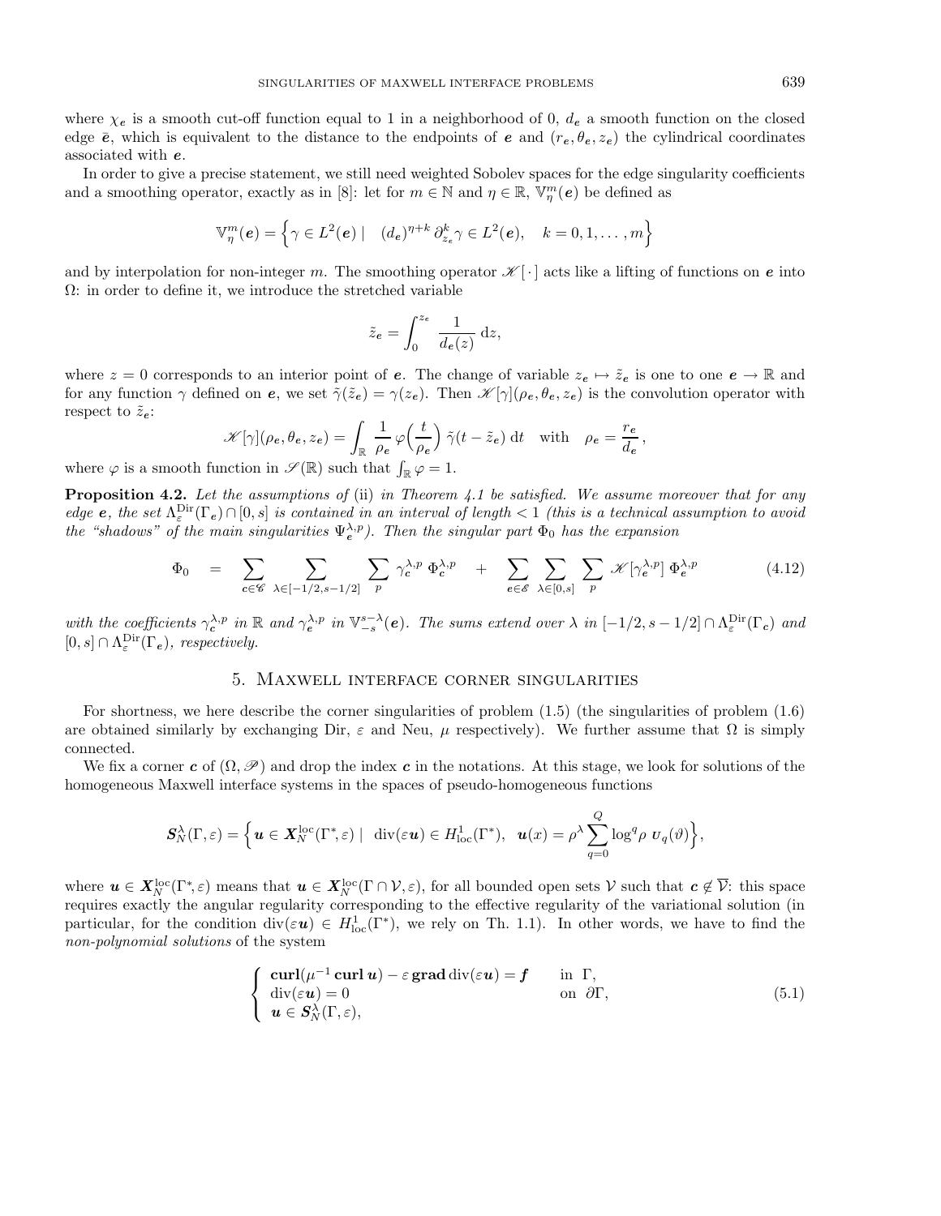where $\chi_{\boldsymbol{e}}$ is a smooth cut-off function equal to 1 in a neighborhood of 0, $d_{\boldsymbol{e}}$ a smooth function on the closed edge $\bar{\boldsymbol{e}}$, which is equivalent to the distance to the endpoints of $\boldsymbol{e}$ and $(r_{\boldsymbol{e}}, \theta_{\boldsymbol{e}}, z_{\boldsymbol{e}})$ the cylindrical coordinates associated with $\boldsymbol{e}$.

In order to give a precise statement, we still need weighted Sobolev spaces for the edge singularity coefficients and a smoothing operator, exactly as in [8]: let for $m \in \mathbb{N}$ and $\eta \in \mathbb{R}$, $\mathbb{V}^m_\eta(\boldsymbol{e})$ be defined as

$$\mathbb{V}^m_\eta(\boldsymbol{e}) = \Big\{ \gamma \in L^2(\boldsymbol{e}) \mid \quad (d_{\boldsymbol{e}})^{\eta+k}\, \partial^k_{z_{\boldsymbol{e}}} \gamma \in L^2(\boldsymbol{e}), \quad k = 0, 1, \ldots, m \Big\}$$

and by interpolation for non-integer $m$. The smoothing operator $\mathscr{K}[\,\cdot\,]$ acts like a lifting of functions on $\boldsymbol{e}$ into $\Omega$: in order to define it, we introduce the stretched variable

$$\tilde{z}_{\boldsymbol{e}} = \int_0^{z_{\boldsymbol{e}}} \frac{1}{d_{\boldsymbol{e}}(z)}\, \mathrm{d}z,$$

where $z = 0$ corresponds to an interior point of $\boldsymbol{e}$. The change of variable $z_{\boldsymbol{e}} \mapsto \tilde{z}_{\boldsymbol{e}}$ is one to one $\boldsymbol{e} \to \mathbb{R}$ and for any function $\gamma$ defined on $\boldsymbol{e}$, we set $\tilde{\gamma}(\tilde{z}_{\boldsymbol{e}}) = \gamma(z_{\boldsymbol{e}})$. Then $\mathscr{K}[\gamma](\rho_{\boldsymbol{e}}, \theta_{\boldsymbol{e}}, z_{\boldsymbol{e}})$ is the convolution operator with respect to $\tilde{z}_{\boldsymbol{e}}$:

$$\mathscr{K}[\gamma](\rho_{\boldsymbol{e}}, \theta_{\boldsymbol{e}}, z_{\boldsymbol{e}}) = \int_{\mathbb{R}} \frac{1}{\rho_{\boldsymbol{e}}}\, \varphi\Big(\frac{t}{\rho_{\boldsymbol{e}}}\Big)\, \tilde{\gamma}(t - \tilde{z}_{\boldsymbol{e}})\, \mathrm{d}t \quad \text{with} \quad \rho_{\boldsymbol{e}} = \frac{r_{\boldsymbol{e}}}{d_{\boldsymbol{e}}},$$

where $\varphi$ is a smooth function in $\mathscr{S}(\mathbb{R})$ such that $\int_{\mathbb{R}} \varphi = 1$.

**Proposition 4.2.** *Let the assumptions of* (ii) *in Theorem 4.1 be satisfied. We assume moreover that for any edge $\boldsymbol{e}$, the set $\Lambda^{\mathrm{Dir}}_\varepsilon(\Gamma_{\boldsymbol{e}}) \cap [0, s]$ is contained in an interval of length $< 1$ (this is a technical assumption to avoid the "shadows" of the main singularities $\Psi^{\lambda,p}_{\boldsymbol{e}}$). Then the singular part $\Phi_0$ has the expansion*

$$\Phi_0 \;=\; \sum_{\boldsymbol{c} \in \mathscr{C}}\; \sum_{\lambda \in [-1/2, s-1/2]}\; \sum_p \gamma^{\lambda,p}_{\boldsymbol{c}}\, \Phi^{\lambda,p}_{\boldsymbol{c}} \;+\; \sum_{\boldsymbol{e} \in \mathscr{E}}\; \sum_{\lambda \in [0,s]}\; \sum_p \mathscr{K}[\gamma^{\lambda,p}_{\boldsymbol{e}}]\, \Phi^{\lambda,p}_{\boldsymbol{e}} \tag{4.12}$$

*with the coefficients $\gamma^{\lambda,p}_{\boldsymbol{c}}$ in $\mathbb{R}$ and $\gamma^{\lambda,p}_{\boldsymbol{e}}$ in $\mathbb{V}^{s-\lambda}_{-s}(\boldsymbol{e})$. The sums extend over $\lambda$ in $[-1/2, s-1/2] \cap \Lambda^{\mathrm{Dir}}_\varepsilon(\Gamma_{\boldsymbol{c}})$ and $[0, s] \cap \Lambda^{\mathrm{Dir}}_\varepsilon(\Gamma_{\boldsymbol{e}})$, respectively.*

## 5. Maxwell interface corner singularities

For shortness, we here describe the corner singularities of problem (1.5) (the singularities of problem (1.6) are obtained similarly by exchanging Dir, $\varepsilon$ and Neu, $\mu$ respectively). We further assume that $\Omega$ is simply connected.

We fix a corner $\boldsymbol{c}$ of $(\Omega, \mathscr{P})$ and drop the index $\boldsymbol{c}$ in the notations. At this stage, we look for solutions of the homogeneous Maxwell interface systems in the spaces of pseudo-homogeneous functions

$$\boldsymbol{S}^\lambda_N(\Gamma, \varepsilon) = \Big\{ \boldsymbol{u} \in \boldsymbol{X}^{\mathrm{loc}}_N(\Gamma^*, \varepsilon) \mid \ \operatorname{div}(\varepsilon \boldsymbol{u}) \in H^1_{\mathrm{loc}}(\Gamma^*), \ \ \boldsymbol{u}(x) = \rho^\lambda \sum_{q=0}^{Q} \log^q \rho\ \boldsymbol{v}_q(\vartheta) \Big\},$$

where $\boldsymbol{u} \in \boldsymbol{X}^{\mathrm{loc}}_N(\Gamma^*, \varepsilon)$ means that $\boldsymbol{u} \in \boldsymbol{X}^{\mathrm{loc}}_N(\Gamma \cap \mathcal{V}, \varepsilon)$, for all bounded open sets $\mathcal{V}$ such that $\boldsymbol{c} \notin \overline{\mathcal{V}}$: this space requires exactly the angular regularity corresponding to the effective regularity of the variational solution (in particular, for the condition $\operatorname{div}(\varepsilon \boldsymbol{u}) \in H^1_{\mathrm{loc}}(\Gamma^*)$, we rely on Th. 1.1). In other words, we have to find the *non-polynomial solutions* of the system

$$\begin{cases} \operatorname{\mathbf{curl}}(\mu^{-1} \operatorname{\mathbf{curl}} \boldsymbol{u}) - \varepsilon \operatorname{\mathbf{grad}} \operatorname{div}(\varepsilon \boldsymbol{u}) = \boldsymbol{f} & \text{in } \ \Gamma, \\ \operatorname{div}(\varepsilon \boldsymbol{u}) = 0 & \text{on } \ \partial\Gamma, \\ \boldsymbol{u} \in \boldsymbol{S}^\lambda_N(\Gamma, \varepsilon), & \end{cases} \tag{5.1}$$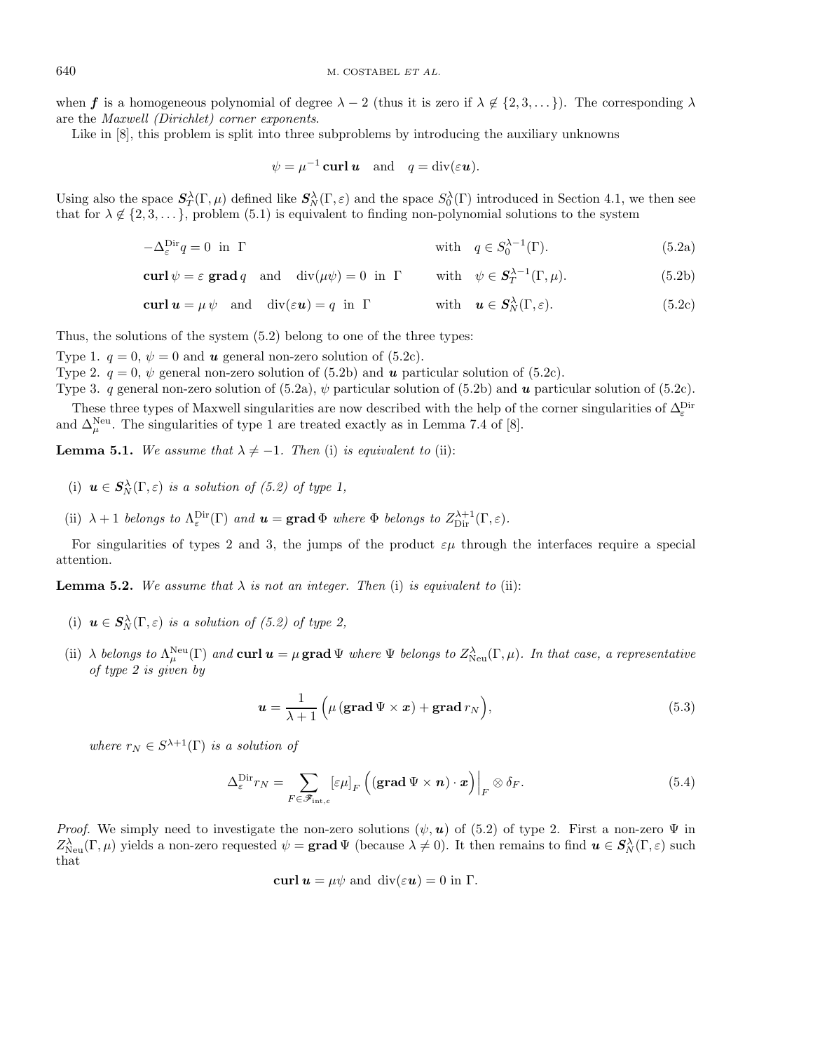when $\boldsymbol{f}$ is a homogeneous polynomial of degree $\lambda - 2$ (thus it is zero if $\lambda \notin \{2, 3, \dots\}$). The corresponding $\lambda$ are the *Maxwell (Dirichlet) corner exponents*.

Like in [8], this problem is split into three subproblems by introducing the auxiliary unknowns

$$\psi = \mu^{-1} \, \mathbf{curl}\, \boldsymbol{u} \quad \text{and} \quad q = \operatorname{div}(\varepsilon \boldsymbol{u}).$$

Using also the space $\boldsymbol{S}_T^\lambda(\Gamma, \mu)$ defined like $\boldsymbol{S}_N^\lambda(\Gamma, \varepsilon)$ and the space $S_0^\lambda(\Gamma)$ introduced in Section 4.1, we then see that for $\lambda \notin \{2, 3, \dots\}$, problem (5.1) is equivalent to finding non-polynomial solutions to the system

$$-\Delta_\varepsilon^{\mathrm{Dir}} q = 0 \ \text{ in } \ \Gamma \qquad\qquad \text{with} \quad q \in S_0^{\lambda-1}(\Gamma). \tag{5.2a}$$

$$\mathbf{curl}\, \psi = \varepsilon \, \mathbf{grad}\, q \quad \text{and} \quad \operatorname{div}(\mu\psi) = 0 \ \text{ in } \ \Gamma \qquad \text{with} \quad \psi \in \boldsymbol{S}_T^{\lambda-1}(\Gamma, \mu). \tag{5.2b}$$

$$\mathbf{curl}\, \boldsymbol{u} = \mu \, \psi \quad \text{and} \quad \operatorname{div}(\varepsilon \boldsymbol{u}) = q \ \text{ in } \ \Gamma \qquad \text{with} \quad \boldsymbol{u} \in \boldsymbol{S}_N^\lambda(\Gamma, \varepsilon). \tag{5.2c}$$

Thus, the solutions of the system (5.2) belong to one of the three types:

Type 1. $q = 0$, $\psi = 0$ and $\boldsymbol{u}$ general non-zero solution of (5.2c).
Type 2. $q = 0$, $\psi$ general non-zero solution of (5.2b) and $\boldsymbol{u}$ particular solution of (5.2c).
Type 3. $q$ general non-zero solution of (5.2a), $\psi$ particular solution of (5.2b) and $\boldsymbol{u}$ particular solution of (5.2c).

These three types of Maxwell singularities are now described with the help of the corner singularities of $\Delta_\varepsilon^{\mathrm{Dir}}$ and $\Delta_\mu^{\mathrm{Neu}}$. The singularities of type 1 are treated exactly as in Lemma 7.4 of [8].

**Lemma 5.1.** *We assume that* $\lambda \neq -1$. *Then* (i) *is equivalent to* (ii):

(i) $\boldsymbol{u} \in \boldsymbol{S}_N^\lambda(\Gamma, \varepsilon)$ *is a solution of (5.2) of type 1,*

(ii) $\lambda + 1$ *belongs to* $\Lambda_\varepsilon^{\mathrm{Dir}}(\Gamma)$ *and* $\boldsymbol{u} = \mathbf{grad}\, \Phi$ *where* $\Phi$ *belongs to* $Z_{\mathrm{Dir}}^{\lambda+1}(\Gamma, \varepsilon)$.

For singularities of types 2 and 3, the jumps of the product $\varepsilon\mu$ through the interfaces require a special attention.

**Lemma 5.2.** *We assume that* $\lambda$ *is not an integer. Then* (i) *is equivalent to* (ii):

(i) $\boldsymbol{u} \in \boldsymbol{S}_N^\lambda(\Gamma, \varepsilon)$ *is a solution of (5.2) of type 2,*

(ii) $\lambda$ *belongs to* $\Lambda_\mu^{\mathrm{Neu}}(\Gamma)$ *and* $\mathbf{curl}\, \boldsymbol{u} = \mu \, \mathbf{grad}\, \Psi$ *where* $\Psi$ *belongs to* $Z_{\mathrm{Neu}}^\lambda(\Gamma, \mu)$. *In that case, a representative of type 2 is given by*

$$\boldsymbol{u} = \frac{1}{\lambda + 1} \Big( \mu \, (\mathbf{grad}\, \Psi \times \boldsymbol{x}) + \mathbf{grad}\, r_N \Big), \tag{5.3}$$

*where* $r_N \in S^{\lambda+1}(\Gamma)$ *is a solution of*

$$\Delta_\varepsilon^{\mathrm{Dir}} r_N = \sum_{F \in \mathscr{F}_{\mathrm{int},c}} [\varepsilon\mu]_F \, \Big( (\mathbf{grad}\, \Psi \times \boldsymbol{n}) \cdot \boldsymbol{x} \Big)\Big|_F \otimes \delta_F. \tag{5.4}$$

*Proof.* We simply need to investigate the non-zero solutions $(\psi, \boldsymbol{u})$ of (5.2) of type 2. First a non-zero $\Psi$ in $Z_{\mathrm{Neu}}^\lambda(\Gamma, \mu)$ yields a non-zero requested $\psi = \mathbf{grad}\, \Psi$ (because $\lambda \neq 0$). It then remains to find $\boldsymbol{u} \in \boldsymbol{S}_N^\lambda(\Gamma, \varepsilon)$ such that

$$\mathbf{curl}\, \boldsymbol{u} = \mu\psi \ \text{and} \ \operatorname{div}(\varepsilon \boldsymbol{u}) = 0 \ \text{in} \ \Gamma.$$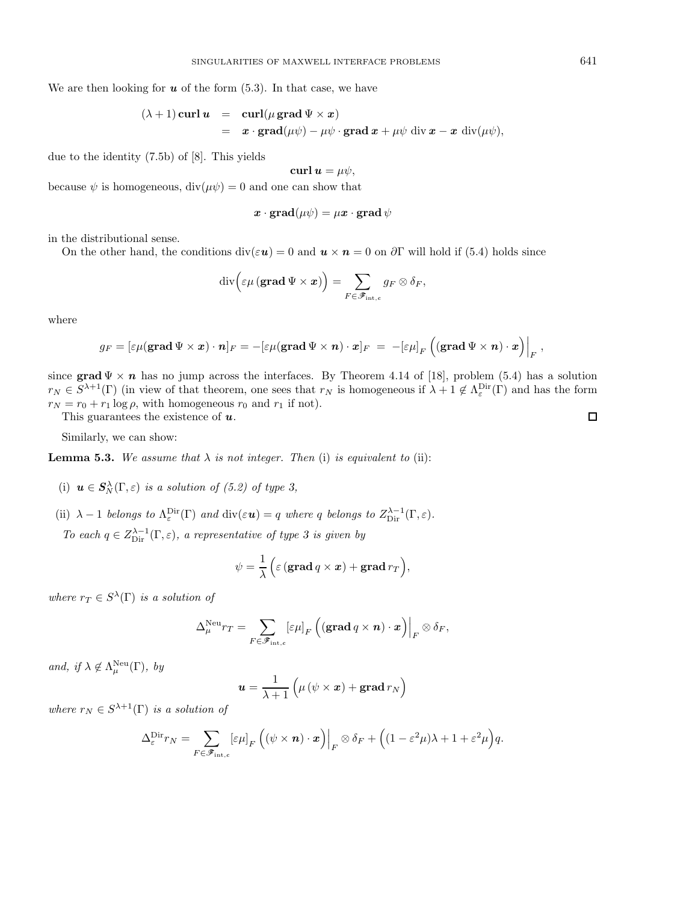We are then looking for $\boldsymbol{u}$ of the form (5.3). In that case, we have

$$
\begin{aligned}
(\lambda+1)\,\mathbf{curl}\,\boldsymbol{u} &= \mathbf{curl}(\mu\,\mathbf{grad}\,\Psi \times \boldsymbol{x}) \\
&= \boldsymbol{x}\cdot\mathbf{grad}(\mu\psi) - \mu\psi\cdot\mathbf{grad}\,\boldsymbol{x} + \mu\psi\,\operatorname{div}\boldsymbol{x} - \boldsymbol{x}\,\operatorname{div}(\mu\psi),
\end{aligned}
$$

due to the identity (7.5b) of [8]. This yields

$$
\mathbf{curl}\,\boldsymbol{u} = \mu\psi,
$$

because $\psi$ is homogeneous, $\operatorname{div}(\mu\psi) = 0$ and one can show that

$$
\boldsymbol{x}\cdot\mathbf{grad}(\mu\psi) = \mu\boldsymbol{x}\cdot\mathbf{grad}\,\psi
$$

in the distributional sense.

On the other hand, the conditions $\operatorname{div}(\varepsilon\boldsymbol{u}) = 0$ and $\boldsymbol{u}\times\boldsymbol{n} = 0$ on $\partial\Gamma$ will hold if (5.4) holds since

$$
\operatorname{div}\Big(\varepsilon\mu\,(\mathbf{grad}\,\Psi\times\boldsymbol{x})\Big) = \sum_{F\in\mathscr{F}_{\mathrm{int},c}} g_F\otimes\delta_F,
$$

where

$$
g_F = [\varepsilon\mu(\mathbf{grad}\,\Psi\times\boldsymbol{x})\cdot\boldsymbol{n}]_F = -[\varepsilon\mu(\mathbf{grad}\,\Psi\times\boldsymbol{n})\cdot\boldsymbol{x}]_F \;=\; -[\varepsilon\mu]_F\,\Big((\mathbf{grad}\,\Psi\times\boldsymbol{n})\cdot\boldsymbol{x}\Big)\Big|_F\,,
$$

since $\mathbf{grad}\,\Psi\times\boldsymbol{n}$ has no jump across the interfaces. By Theorem 4.14 of [18], problem (5.4) has a solution $r_N\in S^{\lambda+1}(\Gamma)$ (in view of that theorem, one sees that $r_N$ is homogeneous if $\lambda+1\notin\Lambda^{\mathrm{Dir}}_{\varepsilon}(\Gamma)$ and has the form $r_N = r_0 + r_1\log\rho$, with homogeneous $r_0$ and $r_1$ if not).

This guarantees the existence of $\boldsymbol{u}$. ◻

Similarly, we can show:

**Lemma 5.3.** *We assume that $\lambda$ is not integer. Then* (i) *is equivalent to* (ii)*:*

(i) $\boldsymbol{u}\in\boldsymbol{S}^{\lambda}_{N}(\Gamma,\varepsilon)$ *is a solution of (5.2) of type 3,*

(ii) $\lambda-1$ *belongs to* $\Lambda^{\mathrm{Dir}}_{\varepsilon}(\Gamma)$ *and* $\operatorname{div}(\varepsilon\boldsymbol{u}) = q$ *where* $q$ *belongs to* $Z^{\lambda-1}_{\mathrm{Dir}}(\Gamma,\varepsilon)$*.*

*To each* $q\in Z^{\lambda-1}_{\mathrm{Dir}}(\Gamma,\varepsilon)$*, a representative of type 3 is given by*

$$
\psi = \frac{1}{\lambda}\Big(\varepsilon\,(\mathbf{grad}\,q\times\boldsymbol{x}) + \mathbf{grad}\,r_T\Big),
$$

*where* $r_T\in S^{\lambda}(\Gamma)$ *is a solution of*

$$
\Delta^{\mathrm{Neu}}_{\mu} r_T = \sum_{F\in\mathscr{F}_{\mathrm{int},c}} [\varepsilon\mu]_F\,\Big((\mathbf{grad}\,q\times\boldsymbol{n})\cdot\boldsymbol{x}\Big)\Big|_F\otimes\delta_F,
$$

*and, if* $\lambda\notin\Lambda^{\mathrm{Neu}}_{\mu}(\Gamma)$*, by*

$$
\boldsymbol{u} = \frac{1}{\lambda+1}\Big(\mu\,(\psi\times\boldsymbol{x}) + \mathbf{grad}\,r_N\Big)
$$

*where* $r_N\in S^{\lambda+1}(\Gamma)$ *is a solution of*

$$
\Delta^{\mathrm{Dir}}_{\varepsilon} r_N = \sum_{F\in\mathscr{F}_{\mathrm{int},c}} [\varepsilon\mu]_F\,\Big((\psi\times\boldsymbol{n})\cdot\boldsymbol{x}\Big)\Big|_F\otimes\delta_F + \Big((1-\varepsilon^2\mu)\lambda + 1 + \varepsilon^2\mu\Big)q.
$$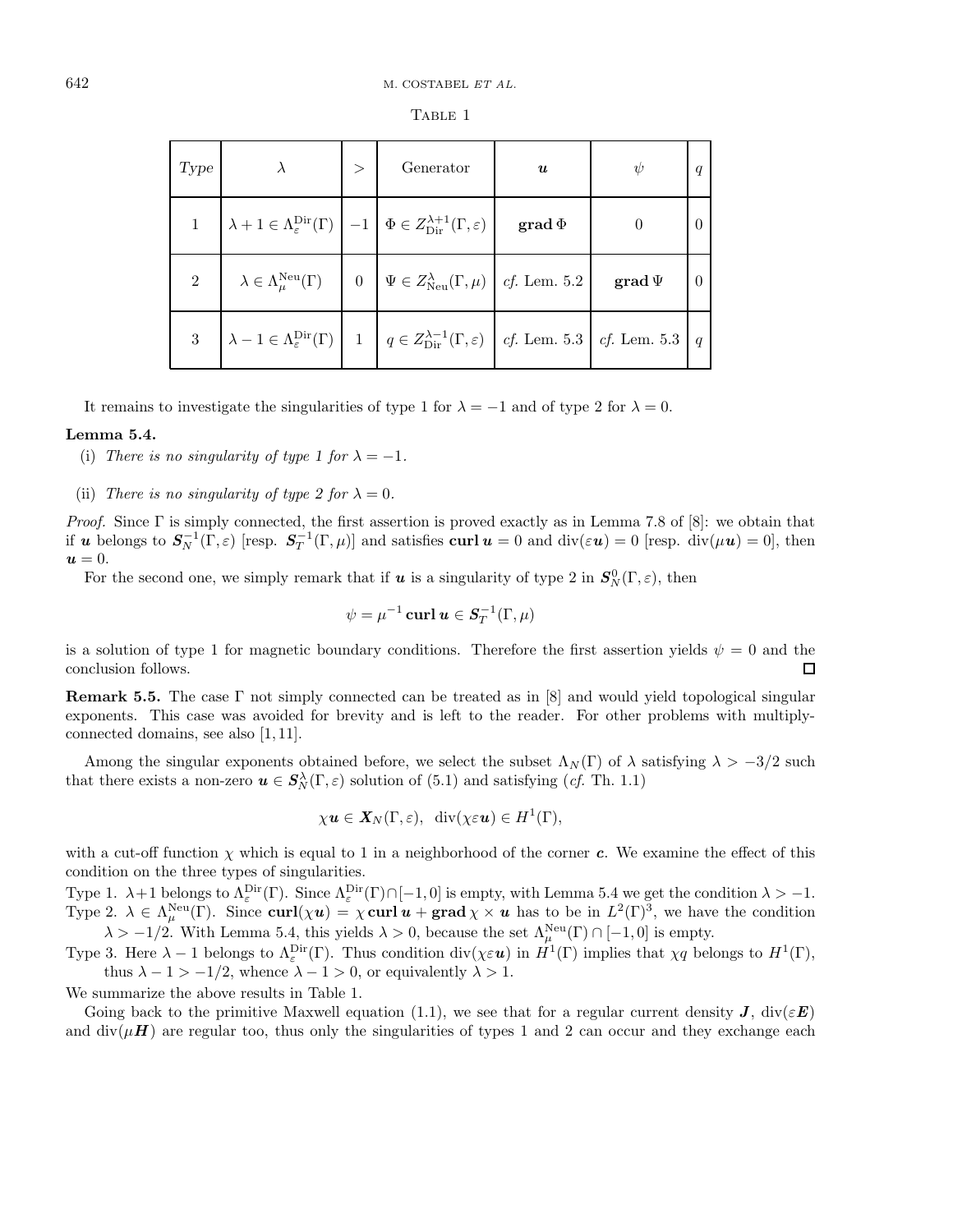Table 1

| *Type* | $\lambda$ | $>$ | Generator | $\boldsymbol{u}$ | $\psi$ | $q$ |
|---|---|---|---|---|---|---|
| 1 | $\lambda+1 \in \Lambda^{\rm Dir}_{\varepsilon}(\Gamma)$ | $-1$ | $\Phi \in Z^{\lambda+1}_{\rm Dir}(\Gamma,\varepsilon)$ | $\mathbf{grad}\,\Phi$ | 0 | 0 |
| 2 | $\lambda \in \Lambda^{\rm Neu}_{\mu}(\Gamma)$ | 0 | $\Psi \in Z^{\lambda}_{\rm Neu}(\Gamma,\mu)$ | *cf.* Lem. 5.2 | $\mathbf{grad}\,\Psi$ | 0 |
| 3 | $\lambda-1 \in \Lambda^{\rm Dir}_{\varepsilon}(\Gamma)$ | 1 | $q \in Z^{\lambda-1}_{\rm Dir}(\Gamma,\varepsilon)$ | *cf.* Lem. 5.3 | *cf.* Lem. 5.3 | $q$ |

It remains to investigate the singularities of type 1 for $\lambda = -1$ and of type 2 for $\lambda = 0$.

**Lemma 5.4.**

(i) *There is no singularity of type 1 for $\lambda = -1$.*

(ii) *There is no singularity of type 2 for $\lambda = 0$.*

*Proof.* Since $\Gamma$ is simply connected, the first assertion is proved exactly as in Lemma 7.8 of [8]: we obtain that if $\boldsymbol{u}$ belongs to $\boldsymbol{S}^{-1}_N(\Gamma,\varepsilon)$ [resp. $\boldsymbol{S}^{-1}_T(\Gamma,\mu)$] and satisfies $\mathbf{curl}\,\boldsymbol{u} = 0$ and $\operatorname{div}(\varepsilon\boldsymbol{u}) = 0$ [resp. $\operatorname{div}(\mu\boldsymbol{u}) = 0$], then $\boldsymbol{u} = 0$.

For the second one, we simply remark that if $\boldsymbol{u}$ is a singularity of type 2 in $\boldsymbol{S}^0_N(\Gamma,\varepsilon)$, then

$$\psi = \mu^{-1}\,\mathbf{curl}\,\boldsymbol{u} \in \boldsymbol{S}^{-1}_T(\Gamma,\mu)$$

is a solution of type 1 for magnetic boundary conditions. Therefore the first assertion yields $\psi = 0$ and the conclusion follows. □

**Remark 5.5.** The case $\Gamma$ not simply connected can be treated as in [8] and would yield topological singular exponents. This case was avoided for brevity and is left to the reader. For other problems with multiply-connected domains, see also [1,11].

Among the singular exponents obtained before, we select the subset $\Lambda_N(\Gamma)$ of $\lambda$ satisfying $\lambda > -3/2$ such that there exists a non-zero $\boldsymbol{u} \in \boldsymbol{S}^{\lambda}_N(\Gamma,\varepsilon)$ solution of (5.1) and satisfying (*cf.* Th. 1.1)

$$\chi\boldsymbol{u} \in \boldsymbol{X}_N(\Gamma,\varepsilon), \;\; \operatorname{div}(\chi\varepsilon\boldsymbol{u}) \in H^1(\Gamma),$$

with a cut-off function $\chi$ which is equal to 1 in a neighborhood of the corner $\boldsymbol{c}$. We examine the effect of this condition on the three types of singularities.

Type 1. $\lambda+1$ belongs to $\Lambda^{\rm Dir}_{\varepsilon}(\Gamma)$. Since $\Lambda^{\rm Dir}_{\varepsilon}(\Gamma)\cap[-1,0]$ is empty, with Lemma 5.4 we get the condition $\lambda > -1$.

Type 2. $\lambda \in \Lambda^{\rm Neu}_{\mu}(\Gamma)$. Since $\mathbf{curl}(\chi\boldsymbol{u}) = \chi\,\mathbf{curl}\,\boldsymbol{u} + \mathbf{grad}\,\chi \times \boldsymbol{u}$ has to be in $L^2(\Gamma)^3$, we have the condition $\lambda > -1/2$. With Lemma 5.4, this yields $\lambda > 0$, because the set $\Lambda^{\rm Neu}_{\mu}(\Gamma)\cap[-1,0]$ is empty.

Type 3. Here $\lambda-1$ belongs to $\Lambda^{\rm Dir}_{\varepsilon}(\Gamma)$. Thus condition $\operatorname{div}(\chi\varepsilon\boldsymbol{u})$ in $H^1(\Gamma)$ implies that $\chi q$ belongs to $H^1(\Gamma)$, thus $\lambda - 1 > -1/2$, whence $\lambda - 1 > 0$, or equivalently $\lambda > 1$.

We summarize the above results in Table 1.

Going back to the primitive Maxwell equation (1.1), we see that for a regular current density $\boldsymbol{J}$, $\operatorname{div}(\varepsilon\boldsymbol{E})$ and $\operatorname{div}(\mu\boldsymbol{H})$ are regular too, thus only the singularities of types 1 and 2 can occur and they exchange each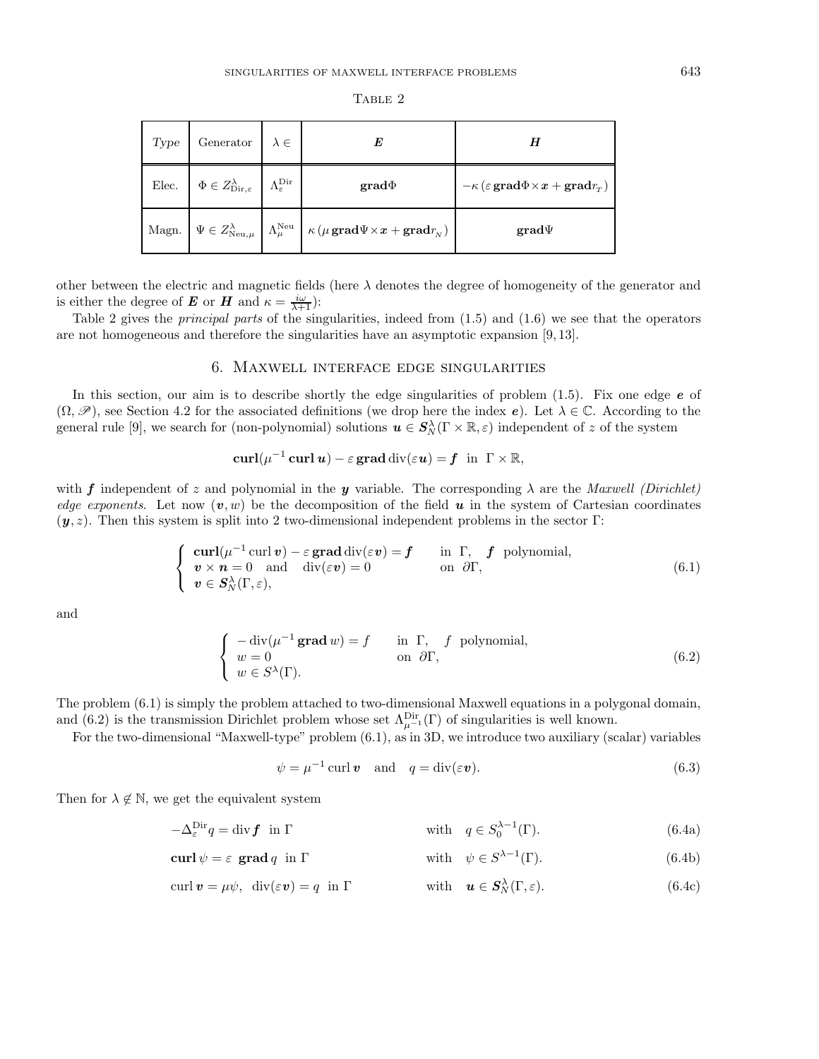Table 2

| *Type* | Generator | $\lambda \in$ | $\boldsymbol{E}$ | $\boldsymbol{H}$ |
|---|---|---|---|---|
| Elec. | $\Phi \in Z^{\lambda}_{\mathrm{Dir},\varepsilon}$ | $\Lambda^{\mathrm{Dir}}_{\varepsilon}$ | $\mathbf{grad}\Phi$ | $-\kappa\,(\varepsilon\,\mathbf{grad}\Phi\times\boldsymbol{x}+\mathbf{grad}r_{T})$ |
| Magn. | $\Psi \in Z^{\lambda}_{\mathrm{Neu},\mu}$ | $\Lambda^{\mathrm{Neu}}_{\mu}$ | $\kappa\,(\mu\,\mathbf{grad}\Psi\times\boldsymbol{x}+\mathbf{grad}r_{N})$ | $\mathbf{grad}\Psi$ |

other between the electric and magnetic fields (here $\lambda$ denotes the degree of homogeneity of the generator and is either the degree of $\boldsymbol{E}$ or $\boldsymbol{H}$ and $\kappa = \frac{i\omega}{\lambda+1}$):

Table 2 gives the *principal parts* of the singularities, indeed from (1.5) and (1.6) we see that the operators are not homogeneous and therefore the singularities have an asymptotic expansion [9, 13].

## 6. Maxwell interface edge singularities

In this section, our aim is to describe shortly the edge singularities of problem (1.5). Fix one edge $\boldsymbol{e}$ of $(\Omega, \mathscr{P})$, see Section 4.2 for the associated definitions (we drop here the index $\boldsymbol{e}$). Let $\lambda \in \mathbb{C}$. According to the general rule [9], we search for (non-polynomial) solutions $\boldsymbol{u} \in \boldsymbol{S}^{\lambda}_{N}(\Gamma \times \mathbb{R}, \varepsilon)$ independent of $z$ of the system

$$\mathbf{curl}(\mu^{-1}\,\mathbf{curl}\,\boldsymbol{u}) - \varepsilon\,\mathbf{grad}\,\mathrm{div}(\varepsilon\boldsymbol{u}) = \boldsymbol{f} \ \text{ in } \ \Gamma\times\mathbb{R},$$

with $\boldsymbol{f}$ independent of $z$ and polynomial in the $\boldsymbol{y}$ variable. The corresponding $\lambda$ are the *Maxwell (Dirichlet) edge exponents*. Let now $(\boldsymbol{v}, w)$ be the decomposition of the field $\boldsymbol{u}$ in the system of Cartesian coordinates $(\boldsymbol{y}, z)$. Then this system is split into 2 two-dimensional independent problems in the sector $\Gamma$:

$$\left\{\begin{array}{lll} \mathbf{curl}(\mu^{-1}\,\mathrm{curl}\,\boldsymbol{v}) - \varepsilon\,\mathbf{grad}\,\mathrm{div}(\varepsilon\boldsymbol{v}) = \boldsymbol{f} & \text{in } \ \Gamma, & \boldsymbol{f} \ \text{ polynomial}, \\ \boldsymbol{v}\times\boldsymbol{n} = 0 \quad \text{and} \quad \mathrm{div}(\varepsilon\boldsymbol{v}) = 0 & \text{on } \ \partial\Gamma, & \\ \boldsymbol{v} \in \boldsymbol{S}^{\lambda}_{N}(\Gamma, \varepsilon), & & \end{array}\right. \tag{6.1}$$

and

$$\left\{\begin{array}{lll} -\,\mathrm{div}(\mu^{-1}\,\mathbf{grad}\,w) = f & \text{in } \ \Gamma, & f \ \text{ polynomial}, \\ w = 0 & \text{on } \ \partial\Gamma, & \\ w \in S^{\lambda}(\Gamma). & & \end{array}\right. \tag{6.2}$$

The problem (6.1) is simply the problem attached to two-dimensional Maxwell equations in a polygonal domain, and (6.2) is the transmission Dirichlet problem whose set $\Lambda^{\mathrm{Dir}}_{\mu^{-1}}(\Gamma)$ of singularities is well known.

For the two-dimensional "Maxwell-type" problem (6.1), as in 3D, we introduce two auxiliary (scalar) variables

$$\psi = \mu^{-1}\,\mathrm{curl}\,\boldsymbol{v} \quad \text{and} \quad q = \mathrm{div}(\varepsilon\boldsymbol{v}). \tag{6.3}$$

Then for $\lambda \notin \mathbb{N}$, we get the equivalent system

$$-\Delta^{\mathrm{Dir}}_{\varepsilon} q = \mathrm{div}\,\boldsymbol{f} \ \text{ in } \Gamma \qquad \text{with} \quad q \in S^{\lambda-1}_{0}(\Gamma). \tag{6.4a}$$

$$\mathbf{curl}\,\psi = \varepsilon\ \mathbf{grad}\,q \ \text{ in } \Gamma \qquad \text{with} \quad \psi \in S^{\lambda-1}(\Gamma). \tag{6.4b}$$

$$\mathrm{curl}\,\boldsymbol{v} = \mu\psi, \ \ \mathrm{div}(\varepsilon\boldsymbol{v}) = q \ \text{ in } \Gamma \qquad \text{with} \quad \boldsymbol{u} \in \boldsymbol{S}^{\lambda}_{N}(\Gamma, \varepsilon). \tag{6.4c}$$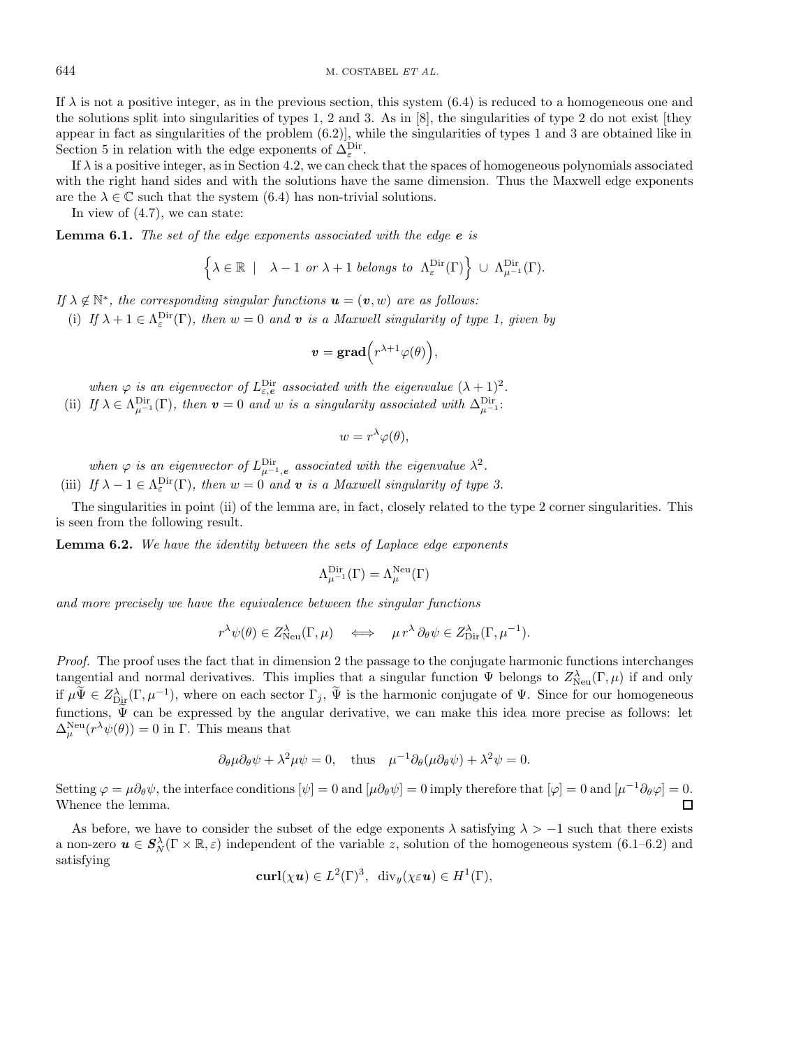If $\lambda$ is not a positive integer, as in the previous section, this system (6.4) is reduced to a homogeneous one and the solutions split into singularities of types 1, 2 and 3. As in [8], the singularities of type 2 do not exist [they appear in fact as singularities of the problem (6.2)], while the singularities of types 1 and 3 are obtained like in Section 5 in relation with the edge exponents of $\Delta_{\varepsilon}^{\mathrm{Dir}}$.

If $\lambda$ is a positive integer, as in Section 4.2, we can check that the spaces of homogeneous polynomials associated with the right hand sides and with the solutions have the same dimension. Thus the Maxwell edge exponents are the $\lambda \in \mathbb{C}$ such that the system (6.4) has non-trivial solutions.

In view of (4.7), we can state:

**Lemma 6.1.** *The set of the edge exponents associated with the edge* $\boldsymbol{e}$ *is*

$$\Big\{\lambda \in \mathbb{R} \ \ | \quad \lambda - 1 \ \text{or} \ \lambda + 1 \ \text{belongs to} \ \ \Lambda_{\varepsilon}^{\mathrm{Dir}}(\Gamma)\Big\} \ \cup \ \Lambda_{\mu^{-1}}^{\mathrm{Dir}}(\Gamma).$$

*If* $\lambda \notin \mathbb{N}^*$*, the corresponding singular functions* $\boldsymbol{u} = (\boldsymbol{v}, w)$ *are as follows:*

(i) *If* $\lambda + 1 \in \Lambda_{\varepsilon}^{\mathrm{Dir}}(\Gamma)$*, then* $w = 0$ *and* $\boldsymbol{v}$ *is a Maxwell singularity of type 1, given by*

$$\boldsymbol{v} = \mathbf{grad}\Big(r^{\lambda+1}\varphi(\theta)\Big),$$

*when* $\varphi$ *is an eigenvector of* $L_{\varepsilon,\boldsymbol{e}}^{\mathrm{Dir}}$ *associated with the eigenvalue* $(\lambda+1)^2$.

(ii) *If* $\lambda \in \Lambda_{\mu^{-1}}^{\mathrm{Dir}}(\Gamma)$*, then* $\boldsymbol{v} = 0$ *and* $w$ *is a singularity associated with* $\Delta_{\mu^{-1}}^{\mathrm{Dir}}$:

$$w = r^{\lambda}\varphi(\theta),$$

*when* $\varphi$ *is an eigenvector of* $L_{\mu^{-1},\boldsymbol{e}}^{\mathrm{Dir}}$ *associated with the eigenvalue* $\lambda^2$.

(iii) *If* $\lambda - 1 \in \Lambda_{\varepsilon}^{\mathrm{Dir}}(\Gamma)$*, then* $w = 0$ *and* $\boldsymbol{v}$ *is a Maxwell singularity of type 3.*

The singularities in point (ii) of the lemma are, in fact, closely related to the type 2 corner singularities. This is seen from the following result.

**Lemma 6.2.** *We have the identity between the sets of Laplace edge exponents*

$$\Lambda_{\mu^{-1}}^{\mathrm{Dir}}(\Gamma) = \Lambda_{\mu}^{\mathrm{Neu}}(\Gamma)$$

*and more precisely we have the equivalence between the singular functions*

$$r^{\lambda}\psi(\theta) \in Z_{\mathrm{Neu}}^{\lambda}(\Gamma,\mu) \quad\Longleftrightarrow\quad \mu\, r^{\lambda}\,\partial_{\theta}\psi \in Z_{\mathrm{Dir}}^{\lambda}(\Gamma,\mu^{-1}).$$

*Proof.* The proof uses the fact that in dimension 2 the passage to the conjugate harmonic functions interchanges tangential and normal derivatives. This implies that a singular function $\Psi$ belongs to $Z_{\mathrm{Neu}}^{\lambda}(\Gamma,\mu)$ if and only if $\mu\widetilde{\Psi} \in Z_{\mathrm{Dir}}^{\lambda}(\Gamma,\mu^{-1})$, where on each sector $\Gamma_j$, $\widetilde{\Psi}$ is the harmonic conjugate of $\Psi$. Since for our homogeneous functions, $\widetilde{\Psi}$ can be expressed by the angular derivative, we can make this idea more precise as follows: let $\Delta_{\mu}^{\mathrm{Neu}}(r^{\lambda}\psi(\theta)) = 0$ in $\Gamma$. This means that

$$\partial_{\theta}\mu\partial_{\theta}\psi + \lambda^2\mu\psi = 0, \quad \text{thus} \quad \mu^{-1}\partial_{\theta}(\mu\partial_{\theta}\psi) + \lambda^2\psi = 0.$$

Setting $\varphi = \mu\partial_{\theta}\psi$, the interface conditions $[\psi] = 0$ and $[\mu\partial_{\theta}\psi] = 0$ imply therefore that $[\varphi] = 0$ and $[\mu^{-1}\partial_{\theta}\varphi] = 0$. Whence the lemma. $\square$

As before, we have to consider the subset of the edge exponents $\lambda$ satisfying $\lambda > -1$ such that there exists a non-zero $\boldsymbol{u} \in \boldsymbol{S}_N^{\lambda}(\Gamma \times \mathbb{R}, \varepsilon)$ independent of the variable $z$, solution of the homogeneous system (6.1–6.2) and satisfying

$$\mathbf{curl}(\chi\boldsymbol{u}) \in L^2(\Gamma)^3, \ \ \mathrm{div}_y(\chi\varepsilon\boldsymbol{u}) \in H^1(\Gamma),$$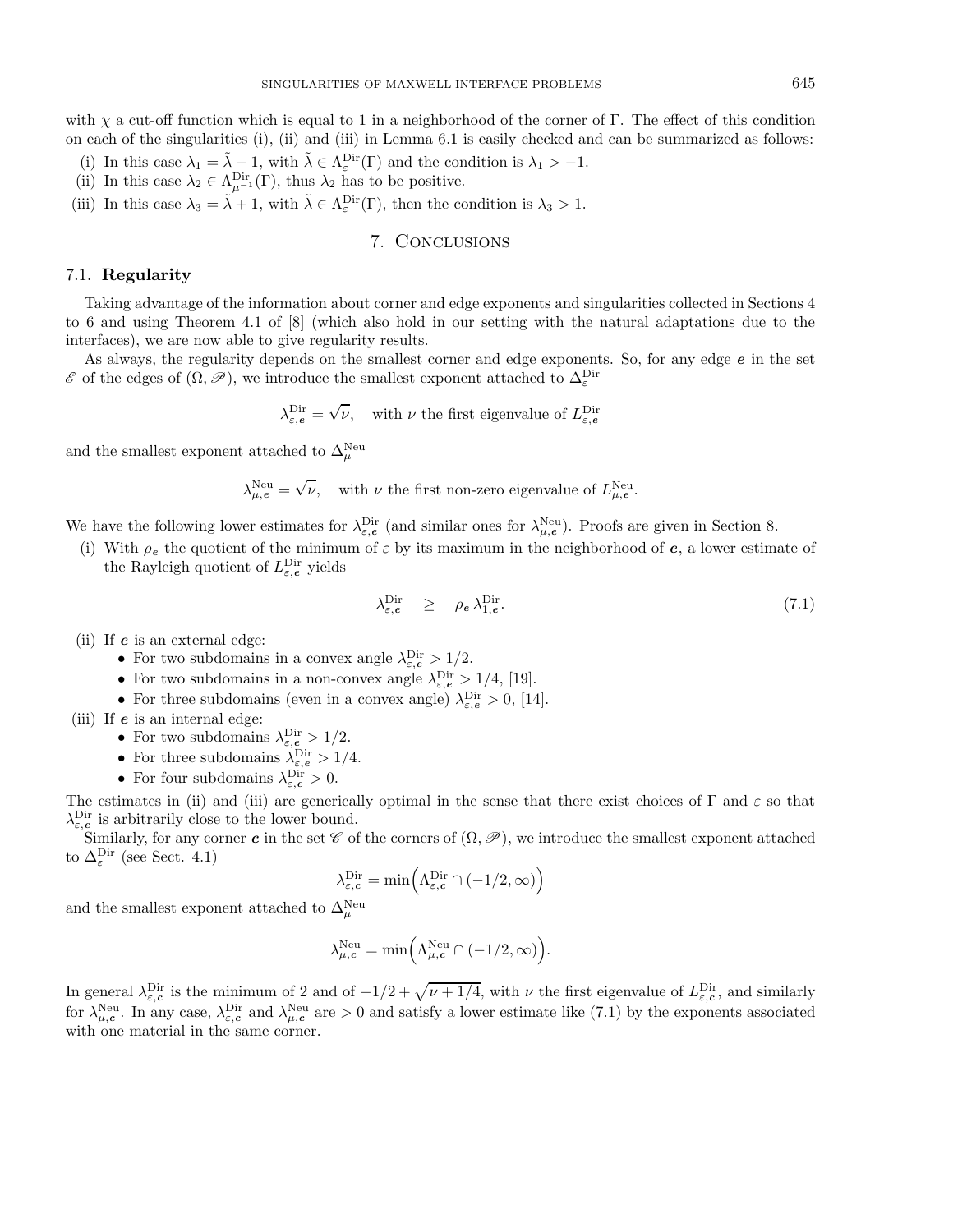with $\chi$ a cut-off function which is equal to 1 in a neighborhood of the corner of $\Gamma$. The effect of this condition on each of the singularities (i), (ii) and (iii) in Lemma 6.1 is easily checked and can be summarized as follows:

- (i) In this case $\lambda_1 = \tilde{\lambda} - 1$, with $\tilde{\lambda} \in \Lambda^{\mathrm{Dir}}_{\varepsilon}(\Gamma)$ and the condition is $\lambda_1 > -1$.
- (ii) In this case $\lambda_2 \in \Lambda^{\mathrm{Dir}}_{\mu^{-1}}(\Gamma)$, thus $\lambda_2$ has to be positive.
- (iii) In this case $\lambda_3 = \tilde{\lambda} + 1$, with $\tilde{\lambda} \in \Lambda^{\mathrm{Dir}}_{\varepsilon}(\Gamma)$, then the condition is $\lambda_3 > 1$.

## 7. Conclusions

### 7.1. Regularity

Taking advantage of the information about corner and edge exponents and singularities collected in Sections 4 to 6 and using Theorem 4.1 of [8] (which also hold in our setting with the natural adaptations due to the interfaces), we are now able to give regularity results.

As always, the regularity depends on the smallest corner and edge exponents. So, for any edge $\boldsymbol{e}$ in the set $\mathscr{E}$ of the edges of $(\Omega, \mathscr{P})$, we introduce the smallest exponent attached to $\Delta^{\mathrm{Dir}}_{\varepsilon}$

$$\lambda^{\mathrm{Dir}}_{\varepsilon,\boldsymbol{e}} = \sqrt{\nu}, \quad \text{with } \nu \text{ the first eigenvalue of } L^{\mathrm{Dir}}_{\varepsilon,\boldsymbol{e}}$$

and the smallest exponent attached to $\Delta^{\mathrm{Neu}}_{\mu}$

$$\lambda^{\mathrm{Neu}}_{\mu,\boldsymbol{e}} = \sqrt{\nu}, \quad \text{with } \nu \text{ the first non-zero eigenvalue of } L^{\mathrm{Neu}}_{\mu,\boldsymbol{e}}.$$

We have the following lower estimates for $\lambda^{\mathrm{Dir}}_{\varepsilon,\boldsymbol{e}}$ (and similar ones for $\lambda^{\mathrm{Neu}}_{\mu,\boldsymbol{e}}$). Proofs are given in Section 8.

- (i) With $\rho_{\boldsymbol{e}}$ the quotient of the minimum of $\varepsilon$ by its maximum in the neighborhood of $\boldsymbol{e}$, a lower estimate of the Rayleigh quotient of $L^{\mathrm{Dir}}_{\varepsilon,\boldsymbol{e}}$ yields

$$\lambda^{\mathrm{Dir}}_{\varepsilon,\boldsymbol{e}} \quad \geq \quad \rho_{\boldsymbol{e}}\, \lambda^{\mathrm{Dir}}_{1,\boldsymbol{e}}. \tag{7.1}$$

- (ii) If $\boldsymbol{e}$ is an external edge:
  - For two subdomains in a convex angle $\lambda^{\mathrm{Dir}}_{\varepsilon,\boldsymbol{e}} > 1/2$.
  - For two subdomains in a non-convex angle $\lambda^{\mathrm{Dir}}_{\varepsilon,\boldsymbol{e}} > 1/4$, [19].
  - For three subdomains (even in a convex angle) $\lambda^{\mathrm{Dir}}_{\varepsilon,\boldsymbol{e}} > 0$, [14].
- (iii) If $\boldsymbol{e}$ is an internal edge:
  - For two subdomains $\lambda^{\mathrm{Dir}}_{\varepsilon,\boldsymbol{e}} > 1/2$.
  - For three subdomains $\lambda^{\mathrm{Dir}}_{\varepsilon,\boldsymbol{e}} > 1/4$.
  - For four subdomains $\lambda^{\mathrm{Dir}}_{\varepsilon,\boldsymbol{e}} > 0$.

The estimates in (ii) and (iii) are generically optimal in the sense that there exist choices of $\Gamma$ and $\varepsilon$ so that $\lambda^{\mathrm{Dir}}_{\varepsilon,\boldsymbol{e}}$ is arbitrarily close to the lower bound.

Similarly, for any corner $\boldsymbol{c}$ in the set $\mathscr{C}$ of the corners of $(\Omega, \mathscr{P})$, we introduce the smallest exponent attached to $\Delta^{\mathrm{Dir}}_{\varepsilon}$ (see Sect. 4.1)

$$\lambda^{\mathrm{Dir}}_{\varepsilon,\boldsymbol{c}} = \min\Big(\Lambda^{\mathrm{Dir}}_{\varepsilon,\boldsymbol{c}} \cap (-1/2, \infty)\Big)$$

and the smallest exponent attached to $\Delta^{\mathrm{Neu}}_{\mu}$

$$\lambda^{\mathrm{Neu}}_{\mu,\boldsymbol{c}} = \min\Big(\Lambda^{\mathrm{Neu}}_{\mu,\boldsymbol{c}} \cap (-1/2, \infty)\Big).$$

In general $\lambda^{\mathrm{Dir}}_{\varepsilon,\boldsymbol{c}}$ is the minimum of 2 and of $-1/2 + \sqrt{\nu + 1/4}$, with $\nu$ the first eigenvalue of $L^{\mathrm{Dir}}_{\varepsilon,\boldsymbol{c}}$, and similarly for $\lambda^{\mathrm{Neu}}_{\mu,\boldsymbol{c}}$. In any case, $\lambda^{\mathrm{Dir}}_{\varepsilon,\boldsymbol{c}}$ and $\lambda^{\mathrm{Neu}}_{\mu,\boldsymbol{c}}$ are $> 0$ and satisfy a lower estimate like (7.1) by the exponents associated with one material in the same corner.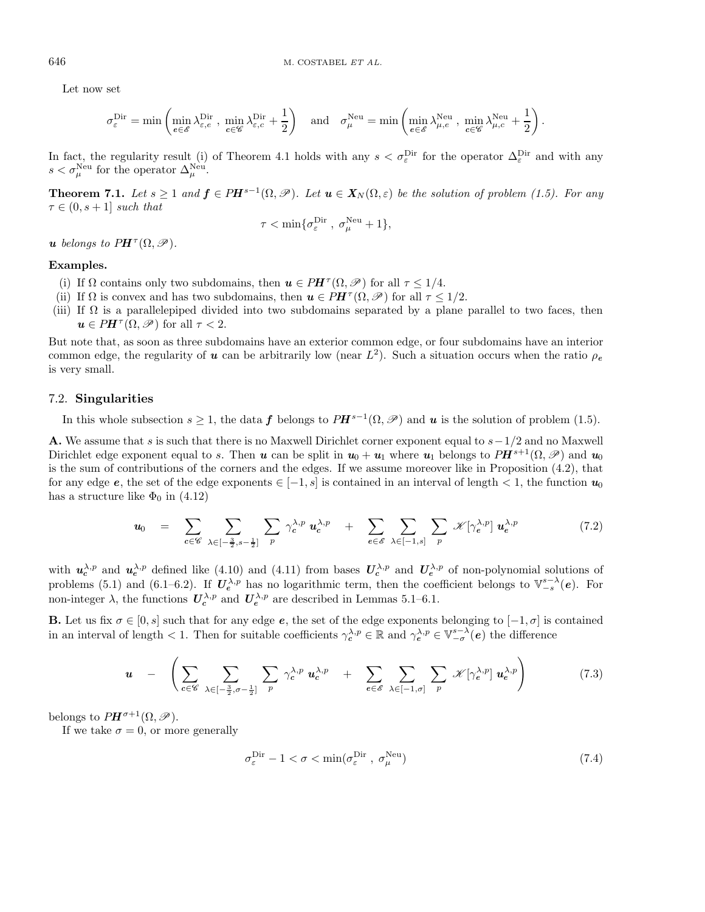Let now set

$$\sigma_\varepsilon^{\rm Dir} = \min\left(\min_{\boldsymbol{e}\in\mathscr{E}} \lambda_{\varepsilon,\boldsymbol{e}}^{\rm Dir}\ ,\ \min_{\boldsymbol{c}\in\mathscr{C}} \lambda_{\varepsilon,\boldsymbol{c}}^{\rm Dir} + \frac{1}{2}\right) \quad \text{and} \quad \sigma_\mu^{\rm Neu} = \min\left(\min_{\boldsymbol{e}\in\mathscr{E}} \lambda_{\mu,\boldsymbol{e}}^{\rm Neu}\ ,\ \min_{\boldsymbol{c}\in\mathscr{C}} \lambda_{\mu,\boldsymbol{c}}^{\rm Neu} + \frac{1}{2}\right).$$

In fact, the regularity result (i) of Theorem 4.1 holds with any $s < \sigma_\varepsilon^{\rm Dir}$ for the operator $\Delta_\varepsilon^{\rm Dir}$ and with any $s < \sigma_\mu^{\rm Neu}$ for the operator $\Delta_\mu^{\rm Neu}$.

**Theorem 7.1.** *Let $s \geq 1$ and $\boldsymbol{f} \in P\boldsymbol{H}^{s-1}(\Omega, \mathscr{P})$. Let $\boldsymbol{u} \in \boldsymbol{X}_N(\Omega, \varepsilon)$ be the solution of problem (1.5). For any $\tau \in (0, s+1]$ such that*

$$\tau < \min\{\sigma_\varepsilon^{\rm Dir}\ ,\ \sigma_\mu^{\rm Neu} + 1\},$$

***u** belongs to $P\boldsymbol{H}^{\tau}(\Omega, \mathscr{P})$.*

**Examples.**

(i) If $\Omega$ contains only two subdomains, then $\boldsymbol{u} \in P\boldsymbol{H}^{\tau}(\Omega, \mathscr{P})$ for all $\tau \leq 1/4$.

(ii) If $\Omega$ is convex and has two subdomains, then $\boldsymbol{u} \in P\boldsymbol{H}^{\tau}(\Omega, \mathscr{P})$ for all $\tau \leq 1/2$.

(iii) If $\Omega$ is a parallelepiped divided into two subdomains separated by a plane parallel to two faces, then $\boldsymbol{u} \in P\boldsymbol{H}^{\tau}(\Omega, \mathscr{P})$ for all $\tau < 2$.

But note that, as soon as three subdomains have an exterior common edge, or four subdomains have an interior common edge, the regularity of $\boldsymbol{u}$ can be arbitrarily low (near $L^2$). Such a situation occurs when the ratio $\rho_{\boldsymbol{e}}$ is very small.

### 7.2. Singularities

In this whole subsection $s \geq 1$, the data $\boldsymbol{f}$ belongs to $P\boldsymbol{H}^{s-1}(\Omega, \mathscr{P})$ and $\boldsymbol{u}$ is the solution of problem (1.5).

**A.** We assume that $s$ is such that there is no Maxwell Dirichlet corner exponent equal to $s - 1/2$ and no Maxwell Dirichlet edge exponent equal to $s$. Then $\boldsymbol{u}$ can be split in $\boldsymbol{u}_0 + \boldsymbol{u}_1$ where $\boldsymbol{u}_1$ belongs to $P\boldsymbol{H}^{s+1}(\Omega, \mathscr{P})$ and $\boldsymbol{u}_0$ is the sum of contributions of the corners and the edges. If we assume moreover like in Proposition (4.2), that for any edge $\boldsymbol{e}$, the set of the edge exponents $\in [-1, s]$ is contained in an interval of length $< 1$, the function $\boldsymbol{u}_0$ has a structure like $\Phi_0$ in (4.12)

$$\boldsymbol{u}_0 \quad = \quad \sum_{\boldsymbol{c}\in\mathscr{C}} \ \sum_{\lambda\in[-\frac{3}{2}, s-\frac{1}{2}]} \ \sum_{p} \ \gamma_{\boldsymbol{c}}^{\lambda,p}\ \boldsymbol{u}_{\boldsymbol{c}}^{\lambda,p} \quad + \quad \sum_{\boldsymbol{e}\in\mathscr{E}} \ \sum_{\lambda\in[-1,s]} \ \sum_{p} \ \mathscr{K}[\gamma_{\boldsymbol{e}}^{\lambda,p}]\ \boldsymbol{u}_{\boldsymbol{e}}^{\lambda,p} \tag{7.2}$$

with $\boldsymbol{u}_{\boldsymbol{c}}^{\lambda,p}$ and $\boldsymbol{u}_{\boldsymbol{e}}^{\lambda,p}$ defined like (4.10) and (4.11) from bases $\boldsymbol{U}_{\boldsymbol{c}}^{\lambda,p}$ and $\boldsymbol{U}_{\boldsymbol{e}}^{\lambda,p}$ of non-polynomial solutions of problems (5.1) and (6.1–6.2). If $\boldsymbol{U}_{\boldsymbol{e}}^{\lambda,p}$ has no logarithmic term, then the coefficient belongs to $\mathbb{V}_{-s}^{s-\lambda}(\boldsymbol{e})$. For non-integer $\lambda$, the functions $\boldsymbol{U}_{\boldsymbol{c}}^{\lambda,p}$ and $\boldsymbol{U}_{\boldsymbol{e}}^{\lambda,p}$ are described in Lemmas 5.1–6.1.

**B.** Let us fix $\sigma \in [0, s]$ such that for any edge $\boldsymbol{e}$, the set of the edge exponents belonging to $[-1, \sigma]$ is contained in an interval of length $< 1$. Then for suitable coefficients $\gamma_{\boldsymbol{c}}^{\lambda,p} \in \mathbb{R}$ and $\gamma_{\boldsymbol{e}}^{\lambda,p} \in \mathbb{V}_{-\sigma}^{s-\lambda}(\boldsymbol{e})$ the difference

$$\boldsymbol{u} \quad - \quad \left( \sum_{\boldsymbol{c}\in\mathscr{C}} \ \sum_{\lambda\in[-\frac{3}{2}, \sigma-\frac{1}{2}]} \ \sum_{p} \ \gamma_{\boldsymbol{c}}^{\lambda,p}\ \boldsymbol{u}_{\boldsymbol{c}}^{\lambda,p} \quad + \quad \sum_{\boldsymbol{e}\in\mathscr{E}} \ \sum_{\lambda\in[-1,\sigma]} \ \sum_{p} \ \mathscr{K}[\gamma_{\boldsymbol{e}}^{\lambda,p}]\ \boldsymbol{u}_{\boldsymbol{e}}^{\lambda,p} \right) \tag{7.3}$$

belongs to $P\boldsymbol{H}^{\sigma+1}(\Omega, \mathscr{P})$.

If we take $\sigma = 0$, or more generally

$$\sigma_\varepsilon^{\rm Dir} - 1 < \sigma < \min(\sigma_\varepsilon^{\rm Dir}\ ,\ \sigma_\mu^{\rm Neu}) \tag{7.4}$$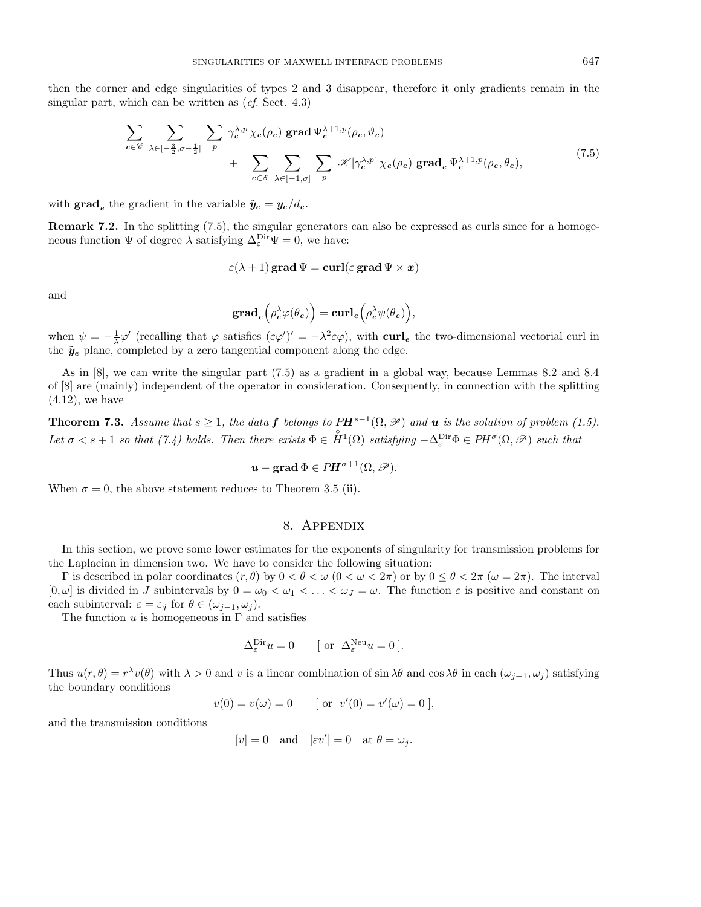then the corner and edge singularities of types 2 and 3 disappear, therefore it only gradients remain in the singular part, which can be written as (*cf.* Sect. 4.3)

$$\sum_{\boldsymbol{c}\in\mathscr{C}} \sum_{\lambda\in[-\frac{3}{2},\sigma-\frac{1}{2}]} \sum_{p} \gamma_{\boldsymbol{c}}^{\lambda,p}\, \chi_{\boldsymbol{c}}(\rho_{\boldsymbol{c}})\ \mathbf{grad}\, \Psi_{\boldsymbol{c}}^{\lambda+1,p}(\rho_{\boldsymbol{c}},\vartheta_{\boldsymbol{c}}) + \sum_{\boldsymbol{e}\in\mathscr{E}} \sum_{\lambda\in[-1,\sigma]} \sum_{p} \mathscr{K}[\gamma_{\boldsymbol{e}}^{\lambda,p}]\, \chi_{\boldsymbol{e}}(\rho_{\boldsymbol{e}})\ \mathbf{grad}_{\boldsymbol{e}}\, \Psi_{\boldsymbol{e}}^{\lambda+1,p}(\rho_{\boldsymbol{e}},\theta_{\boldsymbol{e}}), \tag{7.5}$$

with $\mathbf{grad}_{\boldsymbol{e}}$ the gradient in the variable $\tilde{\boldsymbol{y}}_{\boldsymbol{e}} = \boldsymbol{y}_{\boldsymbol{e}}/d_{\boldsymbol{e}}$.

**Remark 7.2.** In the splitting (7.5), the singular generators can also be expressed as curls since for a homogeneous function $\Psi$ of degree $\lambda$ satisfying $\Delta_\varepsilon^{\mathrm{Dir}}\Psi = 0$, we have:

$$\varepsilon(\lambda+1)\,\mathbf{grad}\,\Psi = \mathbf{curl}(\varepsilon\,\mathbf{grad}\,\Psi\times\boldsymbol{x})$$

and

$$\mathbf{grad}_{\boldsymbol{e}}\Big(\rho_{\boldsymbol{e}}^{\lambda}\varphi(\theta_{\boldsymbol{e}})\Big) = \mathbf{curl}_{\boldsymbol{e}}\Big(\rho_{\boldsymbol{e}}^{\lambda}\psi(\theta_{\boldsymbol{e}})\Big),$$

when $\psi = -\frac{1}{\lambda}\varphi'$ (recalling that $\varphi$ satisfies $(\varepsilon\varphi')' = -\lambda^2\varepsilon\varphi$), with $\mathbf{curl}_{\boldsymbol{e}}$ the two-dimensional vectorial curl in the $\tilde{\boldsymbol{y}}_{\boldsymbol{e}}$ plane, completed by a zero tangential component along the edge.

As in [8], we can write the singular part (7.5) as a gradient in a global way, because Lemmas 8.2 and 8.4 of [8] are (mainly) independent of the operator in consideration. Consequently, in connection with the splitting (4.12), we have

**Theorem 7.3.** *Assume that $s \geq 1$, the data $\boldsymbol{f}$ belongs to $P\boldsymbol{H}^{s-1}(\Omega,\mathscr{P})$ and $\boldsymbol{u}$ is the solution of problem (1.5). Let $\sigma < s+1$ so that (7.4) holds. Then there exists $\Phi \in \mathring{H}^1(\Omega)$ satisfying $-\Delta_\varepsilon^{\mathrm{Dir}}\Phi \in PH^\sigma(\Omega,\mathscr{P})$ such that*

$$\boldsymbol{u} - \mathbf{grad}\,\Phi \in P\boldsymbol{H}^{\sigma+1}(\Omega,\mathscr{P}).$$

When $\sigma = 0$, the above statement reduces to Theorem 3.5 (ii).

## 8. Appendix

In this section, we prove some lower estimates for the exponents of singularity for transmission problems for the Laplacian in dimension two. We have to consider the following situation:

$\Gamma$ is described in polar coordinates $(r,\theta)$ by $0<\theta<\omega$ $(0<\omega<2\pi)$ or by $0\leq\theta<2\pi$ $(\omega=2\pi)$. The interval $[0,\omega]$ is divided in $J$ subintervals by $0=\omega_0<\omega_1<\ldots<\omega_J=\omega$. The function $\varepsilon$ is positive and constant on each subinterval: $\varepsilon=\varepsilon_j$ for $\theta\in(\omega_{j-1},\omega_j)$.

The function $u$ is homogeneous in $\Gamma$ and satisfies

$$\Delta_\varepsilon^{\mathrm{Dir}} u = 0 \qquad [\text{ or }\ \Delta_\varepsilon^{\mathrm{Neu}} u = 0\ ].$$

Thus $u(r,\theta) = r^\lambda v(\theta)$ with $\lambda > 0$ and $v$ is a linear combination of $\sin\lambda\theta$ and $\cos\lambda\theta$ in each $(\omega_{j-1},\omega_j)$ satisfying the boundary conditions

$$v(0) = v(\omega) = 0 \qquad [\text{ or }\ v'(0) = v'(\omega) = 0\ ],$$

and the transmission conditions

$$[v] = 0 \quad \text{and} \quad [\varepsilon v'] = 0 \quad \text{at } \theta = \omega_j.$$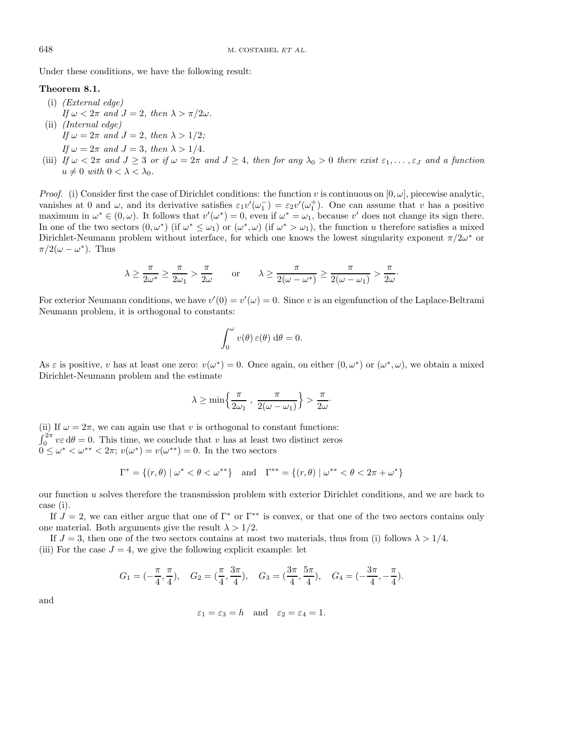Under these conditions, we have the following result:

**Theorem 8.1.**

(i) *(External edge)*
*If* $\omega < 2\pi$ *and* $J = 2$*, then* $\lambda > \pi/2\omega$*.*

(ii) *(Internal edge)*
*If* $\omega = 2\pi$ *and* $J = 2$*, then* $\lambda > 1/2$*;*
*If* $\omega = 2\pi$ *and* $J = 3$*, then* $\lambda > 1/4$*.*

(iii) *If* $\omega < 2\pi$ *and* $J \geq 3$ *or if* $\omega = 2\pi$ *and* $J \geq 4$*, then for any* $\lambda_0 > 0$ *there exist* $\varepsilon_1, \ldots, \varepsilon_J$ *and a function* $u \neq 0$ *with* $0 < \lambda < \lambda_0$*.*

*Proof.* (i) Consider first the case of Dirichlet conditions: the function $v$ is continuous on $[0, \omega]$, piecewise analytic, vanishes at 0 and $\omega$, and its derivative satisfies $\varepsilon_1 v'(\omega_1^-) = \varepsilon_2 v'(\omega_1^+)$. One can assume that $v$ has a positive maximum in $\omega^* \in (0, \omega)$. It follows that $v'(\omega^*) = 0$, even if $\omega^* = \omega_1$, because $v'$ does not change its sign there. In one of the two sectors $(0, \omega^*)$ (if $\omega^* \leq \omega_1$) or $(\omega^*, \omega)$ (if $\omega^* > \omega_1$), the function $u$ therefore satisfies a mixed Dirichlet-Neumann problem without interface, for which one knows the lowest singularity exponent $\pi/2\omega^*$ or $\pi/2(\omega - \omega^*)$. Thus

$$\lambda \geq \frac{\pi}{2\omega^*} \geq \frac{\pi}{2\omega_1} > \frac{\pi}{2\omega} \qquad \text{or} \qquad \lambda \geq \frac{\pi}{2(\omega - \omega^*)} \geq \frac{\pi}{2(\omega - \omega_1)} > \frac{\pi}{2\omega}\cdot$$

For exterior Neumann conditions, we have $v'(0) = v'(\omega) = 0$. Since $v$ is an eigenfunction of the Laplace-Beltrami Neumann problem, it is orthogonal to constants:

$$\int_0^\omega v(\theta)\, \varepsilon(\theta)\, \mathrm{d}\theta = 0.$$

As $\varepsilon$ is positive, $v$ has at least one zero: $v(\omega^*) = 0$. Once again, on either $(0, \omega^*)$ or $(\omega^*, \omega)$, we obtain a mixed Dirichlet-Neumann problem and the estimate

$$\lambda \geq \min\Big\{\frac{\pi}{2\omega_1}\ ,\ \frac{\pi}{2(\omega - \omega_1)}\Big\} > \frac{\pi}{2\omega}\cdot$$

(ii) If $\omega = 2\pi$, we can again use that $v$ is orthogonal to constant functions: $\int_0^{2\pi} v\varepsilon\, \mathrm{d}\theta = 0$. This time, we conclude that $v$ has at least two distinct zeros $0 \leq \omega^* < \omega^{**} < 2\pi$; $v(\omega^*) = v(\omega^{**}) = 0$. In the two sectors

$$\Gamma^* = \{(r, \theta) \mid \omega^* < \theta < \omega^{**}\} \quad \text{and} \quad \Gamma^{**} = \{(r, \theta) \mid \omega^{**} < \theta < 2\pi + \omega^*\}$$

our function $u$ solves therefore the transmission problem with exterior Dirichlet conditions, and we are back to case (i).

If $J = 2$, we can either argue that one of $\Gamma^*$ or $\Gamma^{**}$ is convex, or that one of the two sectors contains only one material. Both arguments give the result $\lambda > 1/2$.

If $J = 3$, then one of the two sectors contains at most two materials, thus from (i) follows $\lambda > 1/4$.

(iii) For the case $J = 4$, we give the following explicit example: let

$$G_1 = (-\frac{\pi}{4}, \frac{\pi}{4}), \quad G_2 = (\frac{\pi}{4}, \frac{3\pi}{4}), \quad G_3 = (\frac{3\pi}{4}, \frac{5\pi}{4}), \quad G_4 = (-\frac{3\pi}{4}, -\frac{\pi}{4}).$$

and

$$\varepsilon_1 = \varepsilon_3 = h \quad \text{and} \quad \varepsilon_2 = \varepsilon_4 = 1.$$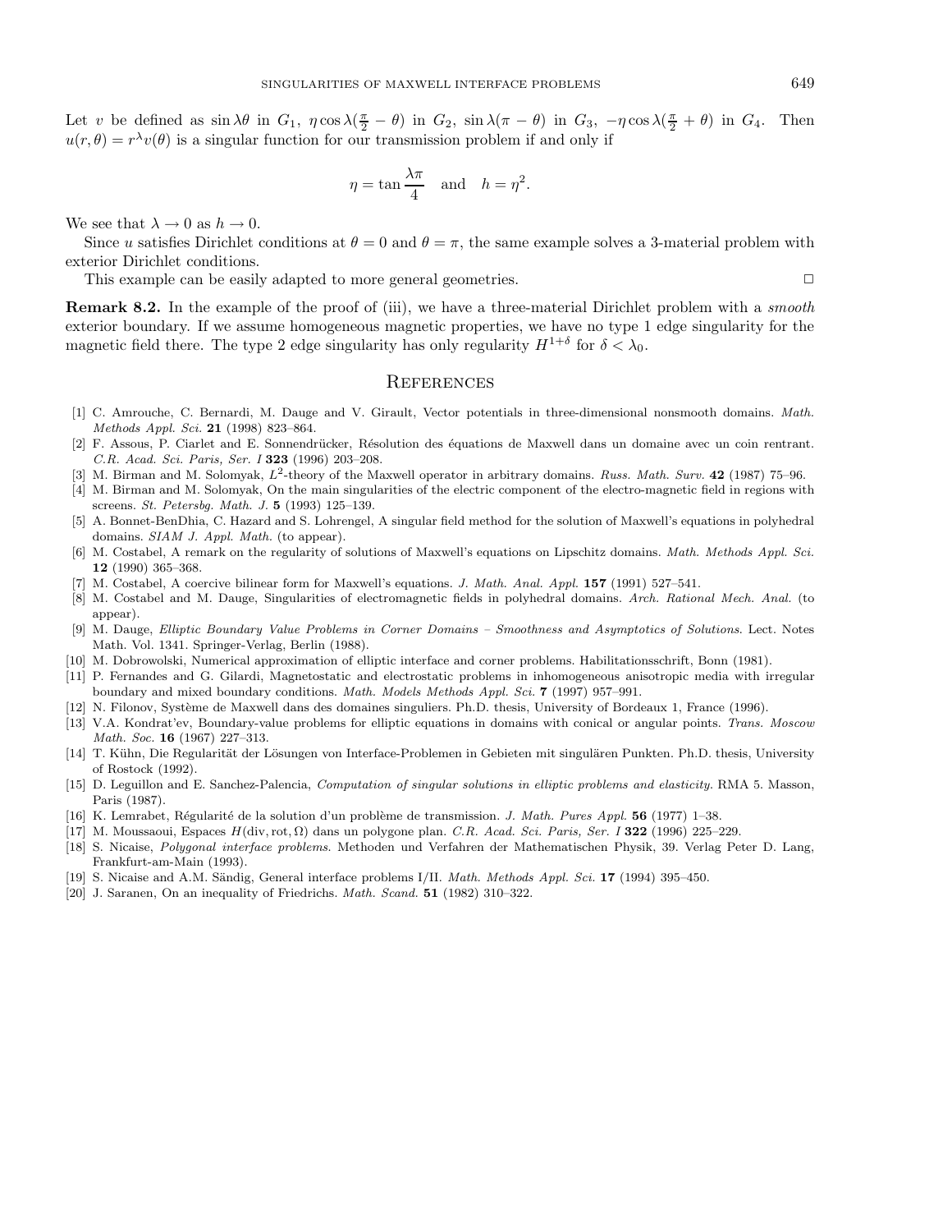Let $v$ be defined as $\sin \lambda\theta$ in $G_1$, $\eta \cos \lambda(\frac{\pi}{2} - \theta)$ in $G_2$, $\sin \lambda(\pi - \theta)$ in $G_3$, $-\eta \cos \lambda(\frac{\pi}{2} + \theta)$ in $G_4$. Then $u(r, \theta) = r^\lambda v(\theta)$ is a singular function for our transmission problem if and only if

$$\eta = \tan \frac{\lambda\pi}{4} \quad \text{and} \quad h = \eta^2.$$

We see that $\lambda \to 0$ as $h \to 0$.

Since $u$ satisfies Dirichlet conditions at $\theta = 0$ and $\theta = \pi$, the same example solves a 3-material problem with exterior Dirichlet conditions.

This example can be easily adapted to more general geometries. □

**Remark 8.2.** In the example of the proof of (iii), we have a three-material Dirichlet problem with a *smooth* exterior boundary. If we assume homogeneous magnetic properties, we have no type 1 edge singularity for the magnetic field there. The type 2 edge singularity has only regularity $H^{1+\delta}$ for $\delta < \lambda_0$.

## References

[1] C. Amrouche, C. Bernardi, M. Dauge and V. Girault, Vector potentials in three-dimensional nonsmooth domains. *Math. Methods Appl. Sci.* **21** (1998) 823–864.

[2] F. Assous, P. Ciarlet and E. Sonnendrücker, Résolution des équations de Maxwell dans un domaine avec un coin rentrant. *C.R. Acad. Sci. Paris, Ser. I* **323** (1996) 203–208.

[3] M. Birman and M. Solomyak, $L^2$-theory of the Maxwell operator in arbitrary domains. *Russ. Math. Surv.* **42** (1987) 75–96.

[4] M. Birman and M. Solomyak, On the main singularities of the electric component of the electro-magnetic field in regions with screens. *St. Petersbg. Math. J.* **5** (1993) 125–139.

[5] A. Bonnet-BenDhia, C. Hazard and S. Lohrengel, A singular field method for the solution of Maxwell's equations in polyhedral domains. *SIAM J. Appl. Math.* (to appear).

[6] M. Costabel, A remark on the regularity of solutions of Maxwell's equations on Lipschitz domains. *Math. Methods Appl. Sci.* **12** (1990) 365–368.

[7] M. Costabel, A coercive bilinear form for Maxwell's equations. *J. Math. Anal. Appl.* **157** (1991) 527–541.

[8] M. Costabel and M. Dauge, Singularities of electromagnetic fields in polyhedral domains. *Arch. Rational Mech. Anal.* (to appear).

[9] M. Dauge, *Elliptic Boundary Value Problems in Corner Domains – Smoothness and Asymptotics of Solutions*. Lect. Notes Math. Vol. 1341. Springer-Verlag, Berlin (1988).

[10] M. Dobrowolski, Numerical approximation of elliptic interface and corner problems. Habilitationsschrift, Bonn (1981).

[11] P. Fernandes and G. Gilardi, Magnetostatic and electrostatic problems in inhomogeneous anisotropic media with irregular boundary and mixed boundary conditions. *Math. Models Methods Appl. Sci.* **7** (1997) 957–991.

[12] N. Filonov, Système de Maxwell dans des domaines singuliers. Ph.D. thesis, University of Bordeaux 1, France (1996).

[13] V.A. Kondrat'ev, Boundary-value problems for elliptic equations in domains with conical or angular points. *Trans. Moscow Math. Soc.* **16** (1967) 227–313.

[14] T. Kühn, Die Regularität der Lösungen von Interface-Problemen in Gebieten mit singulären Punkten. Ph.D. thesis, University of Rostock (1992).

[15] D. Leguillon and E. Sanchez-Palencia, *Computation of singular solutions in elliptic problems and elasticity*. RMA 5. Masson, Paris (1987).

[16] K. Lemrabet, Régularité de la solution d'un problème de transmission. *J. Math. Pures Appl.* **56** (1977) 1–38.

[17] M. Moussaoui, Espaces $H(\mathrm{div}, \mathrm{rot}, \Omega)$ dans un polygone plan. *C.R. Acad. Sci. Paris, Ser. I* **322** (1996) 225–229.

[18] S. Nicaise, *Polygonal interface problems*. Methoden und Verfahren der Mathematischen Physik, 39. Verlag Peter D. Lang, Frankfurt-am-Main (1993).

[19] S. Nicaise and A.M. Sändig, General interface problems I/II. *Math. Methods Appl. Sci.* **17** (1994) 395–450.

[20] J. Saranen, On an inequality of Friedrichs. *Math. Scand.* **51** (1982) 310–322.